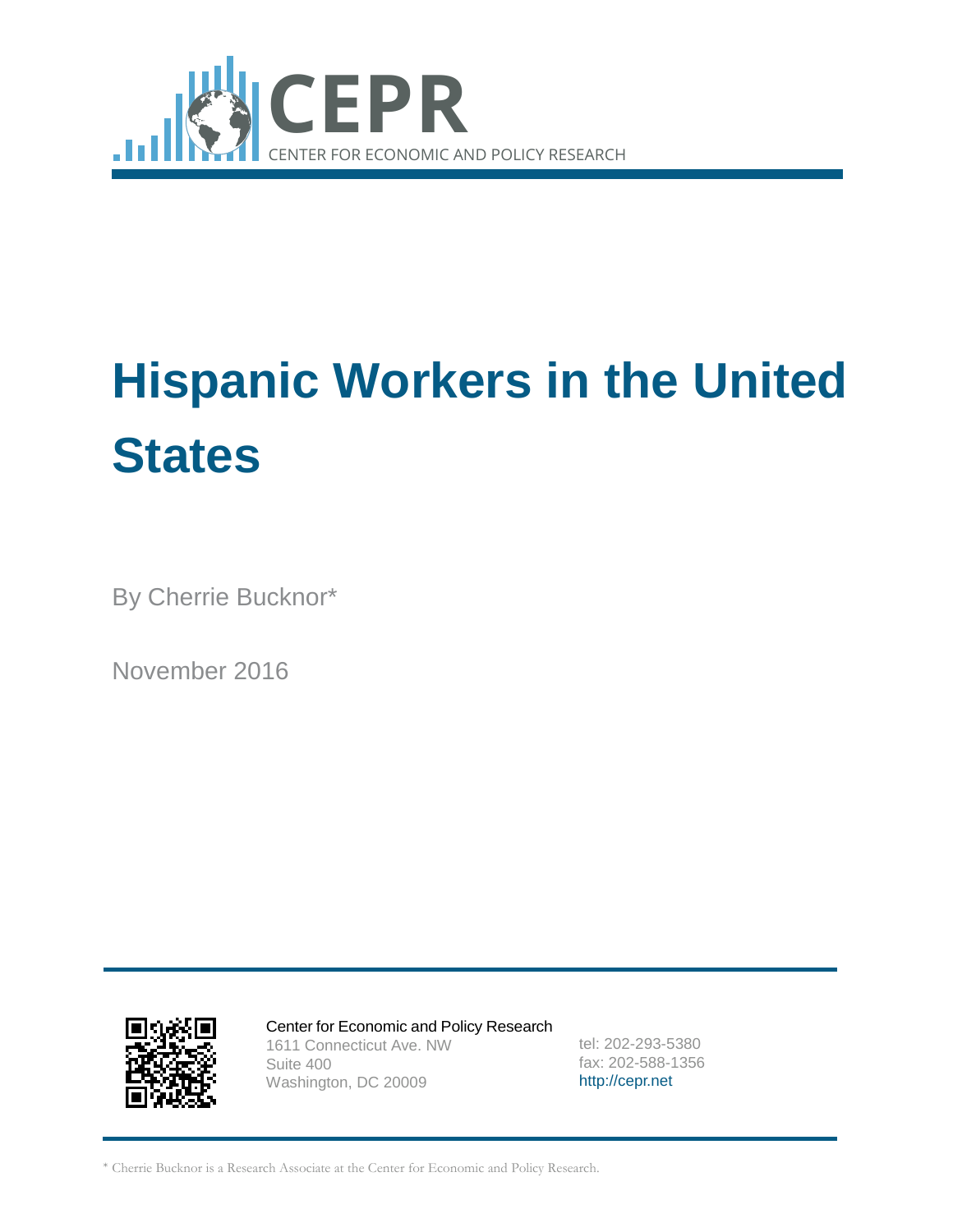CEPR

CENTER FOR ECONOMIC AND POLICY RESEARCH

# Hispanic Workers in the United States

By Cherrie Bucknor*

November 2016

Center for Economic and Policy Research
1611 Connecticut Ave. NW
Suite 400
Washington, DC 20009

tel: 202-293-5380
fax: 202-588-1356
http://cepr.net

* Cherrie Bucknor is a Research Associate at the Center for Economic and Policy Research.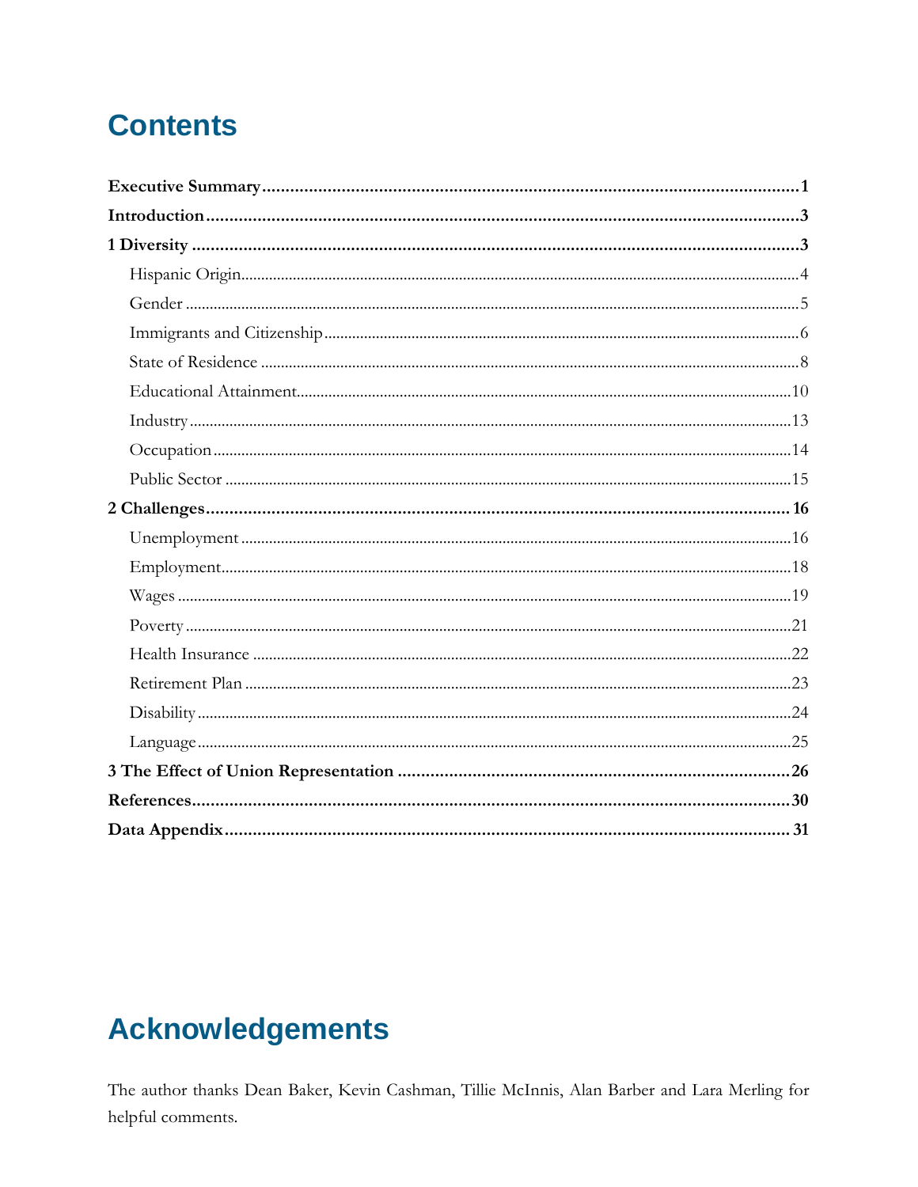# Contents

**Executive Summary** .......... **1**

**Introduction** .......... **3**

**1 Diversity** .......... **3**

- Hispanic Origin .......... 4
- Gender .......... 5
- Immigrants and Citizenship .......... 6
- State of Residence .......... 8
- Educational Attainment .......... 10
- Industry .......... 13
- Occupation .......... 14
- Public Sector .......... 15

**2 Challenges** .......... **16**

- Unemployment .......... 16
- Employment .......... 18
- Wages .......... 19
- Poverty .......... 21
- Health Insurance .......... 22
- Retirement Plan .......... 23
- Disability .......... 24
- Language .......... 25

**3 The Effect of Union Representation** .......... **26**

**References** .......... **30**

**Data Appendix** .......... **31**

# Acknowledgements

The author thanks Dean Baker, Kevin Cashman, Tillie McInnis, Alan Barber and Lara Merling for helpful comments.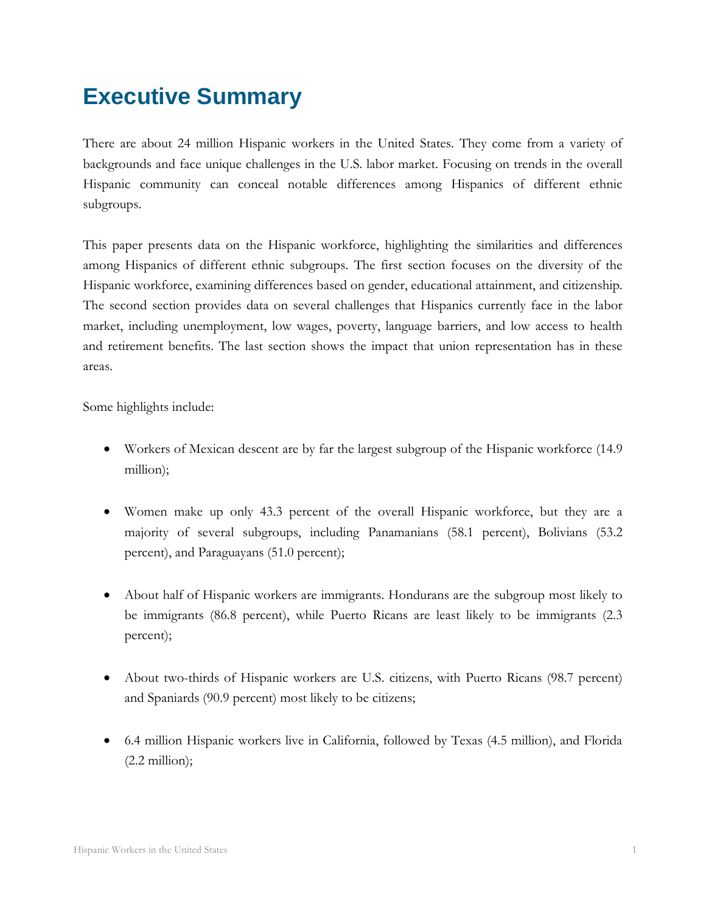# Executive Summary

There are about 24 million Hispanic workers in the United States. They come from a variety of backgrounds and face unique challenges in the U.S. labor market. Focusing on trends in the overall Hispanic community can conceal notable differences among Hispanics of different ethnic subgroups.

This paper presents data on the Hispanic workforce, highlighting the similarities and differences among Hispanics of different ethnic subgroups. The first section focuses on the diversity of the Hispanic workforce, examining differences based on gender, educational attainment, and citizenship. The second section provides data on several challenges that Hispanics currently face in the labor market, including unemployment, low wages, poverty, language barriers, and low access to health and retirement benefits. The last section shows the impact that union representation has in these areas.

Some highlights include:

- Workers of Mexican descent are by far the largest subgroup of the Hispanic workforce (14.9 million);
- Women make up only 43.3 percent of the overall Hispanic workforce, but they are a majority of several subgroups, including Panamanians (58.1 percent), Bolivians (53.2 percent), and Paraguayans (51.0 percent);
- About half of Hispanic workers are immigrants. Hondurans are the subgroup most likely to be immigrants (86.8 percent), while Puerto Ricans are least likely to be immigrants (2.3 percent);
- About two-thirds of Hispanic workers are U.S. citizens, with Puerto Ricans (98.7 percent) and Spaniards (90.9 percent) most likely to be citizens;
- 6.4 million Hispanic workers live in California, followed by Texas (4.5 million), and Florida (2.2 million);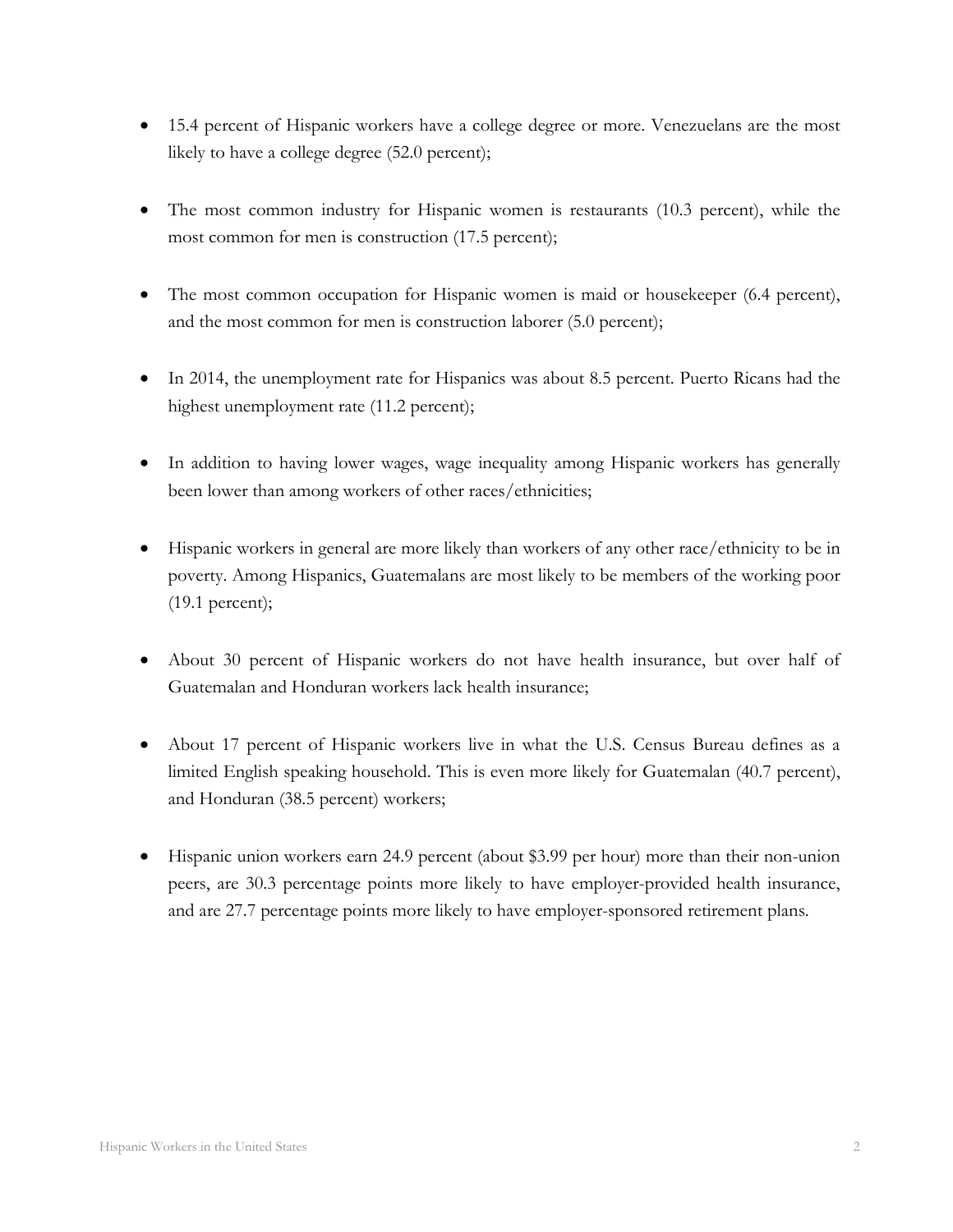- 15.4 percent of Hispanic workers have a college degree or more. Venezuelans are the most likely to have a college degree (52.0 percent);

- The most common industry for Hispanic women is restaurants (10.3 percent), while the most common for men is construction (17.5 percent);

- The most common occupation for Hispanic women is maid or housekeeper (6.4 percent), and the most common for men is construction laborer (5.0 percent);

- In 2014, the unemployment rate for Hispanics was about 8.5 percent. Puerto Ricans had the highest unemployment rate (11.2 percent);

- In addition to having lower wages, wage inequality among Hispanic workers has generally been lower than among workers of other races/ethnicities;

- Hispanic workers in general are more likely than workers of any other race/ethnicity to be in poverty. Among Hispanics, Guatemalans are most likely to be members of the working poor (19.1 percent);

- About 30 percent of Hispanic workers do not have health insurance, but over half of Guatemalan and Honduran workers lack health insurance;

- About 17 percent of Hispanic workers live in what the U.S. Census Bureau defines as a limited English speaking household. This is even more likely for Guatemalan (40.7 percent), and Honduran (38.5 percent) workers;

- Hispanic union workers earn 24.9 percent (about $3.99 per hour) more than their non-union peers, are 30.3 percentage points more likely to have employer-provided health insurance, and are 27.7 percentage points more likely to have employer-sponsored retirement plans.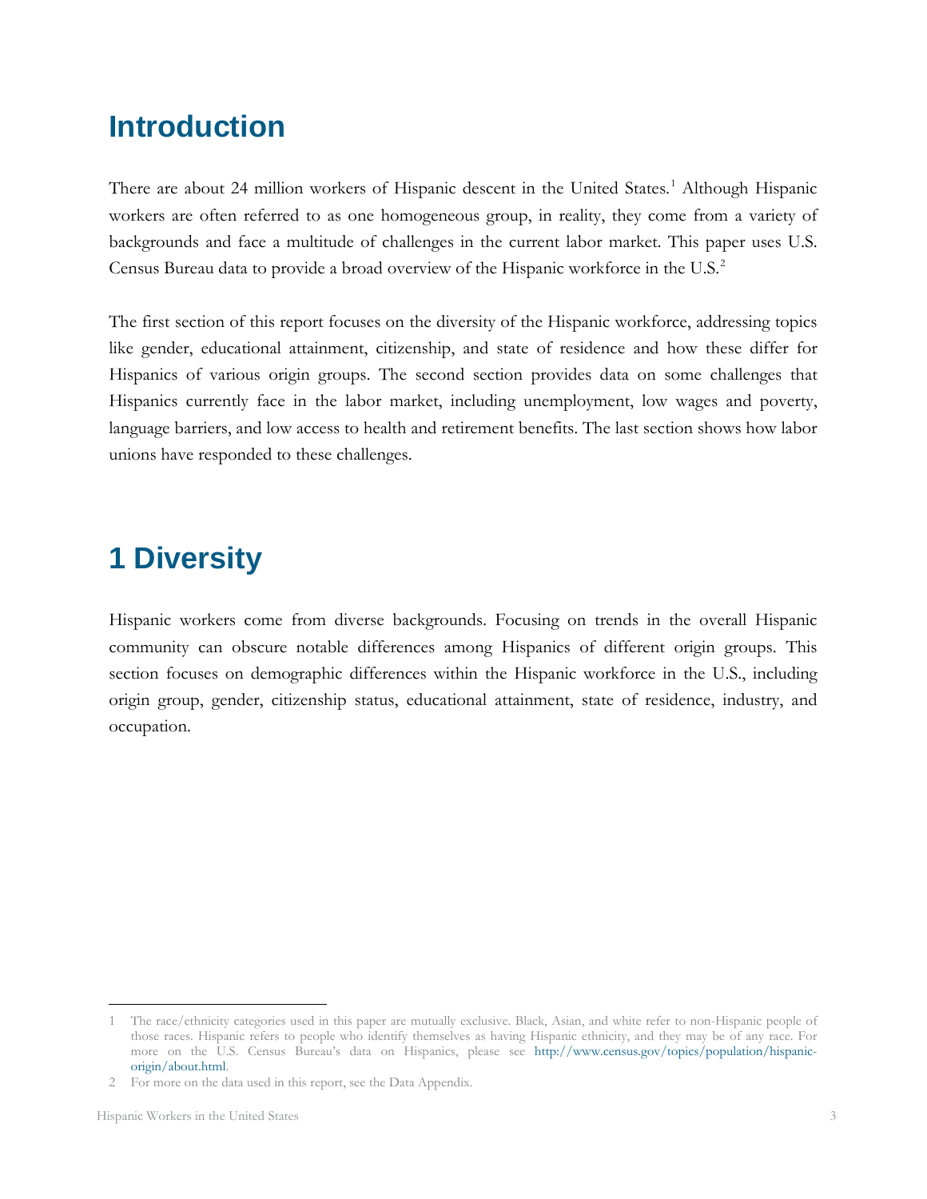# Introduction

There are about 24 million workers of Hispanic descent in the United States.[1] Although Hispanic workers are often referred to as one homogeneous group, in reality, they come from a variety of backgrounds and face a multitude of challenges in the current labor market. This paper uses U.S. Census Bureau data to provide a broad overview of the Hispanic workforce in the U.S.[2]

The first section of this report focuses on the diversity of the Hispanic workforce, addressing topics like gender, educational attainment, citizenship, and state of residence and how these differ for Hispanics of various origin groups. The second section provides data on some challenges that Hispanics currently face in the labor market, including unemployment, low wages and poverty, language barriers, and low access to health and retirement benefits. The last section shows how labor unions have responded to these challenges.

# 1 Diversity

Hispanic workers come from diverse backgrounds. Focusing on trends in the overall Hispanic community can obscure notable differences among Hispanics of different origin groups. This section focuses on demographic differences within the Hispanic workforce in the U.S., including origin group, gender, citizenship status, educational attainment, state of residence, industry, and occupation.

---

1 The race/ethnicity categories used in this paper are mutually exclusive. Black, Asian, and white refer to non-Hispanic people of those races. Hispanic refers to people who identify themselves as having Hispanic ethnicity, and they may be of any race. For more on the U.S. Census Bureau's data on Hispanics, please see http://www.census.gov/topics/population/hispanic-origin/about.html.

2 For more on the data used in this report, see the Data Appendix.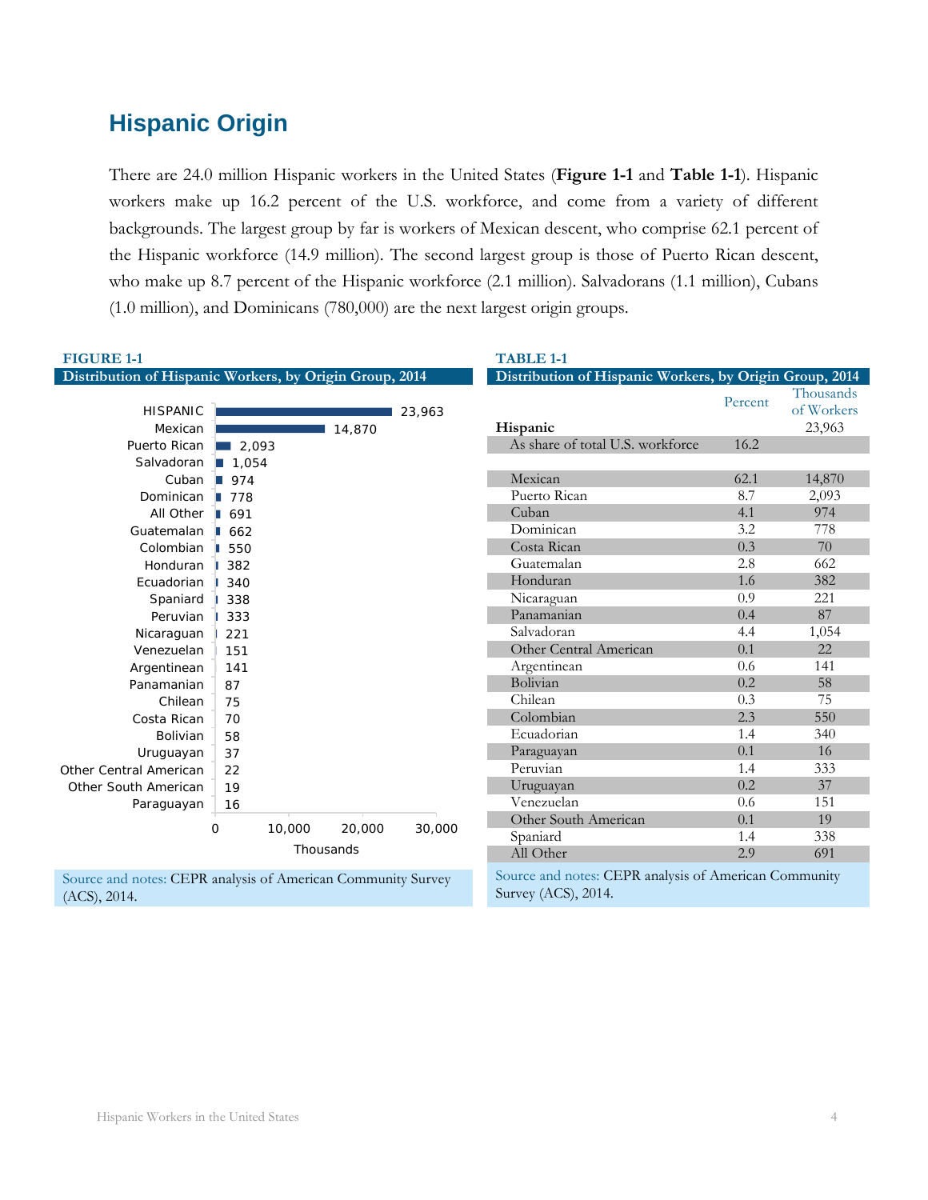## Hispanic Origin

There are 24.0 million Hispanic workers in the United States (**Figure 1-1** and **Table 1-1**). Hispanic workers make up 16.2 percent of the U.S. workforce, and come from a variety of different backgrounds. The largest group by far is workers of Mexican descent, who comprise 62.1 percent of the Hispanic workforce (14.9 million). The second largest group is those of Puerto Rican descent, who make up 8.7 percent of the Hispanic workforce (2.1 million). Salvadorans (1.1 million), Cubans (1.0 million), and Dominicans (780,000) are the next largest origin groups.

**FIGURE 1-1**

**Distribution of Hispanic Workers, by Origin Group, 2014**

| Group | Thousands |
|---|---|
| HISPANIC | 23,963 |
| Mexican | 14,870 |
| Puerto Rican | 2,093 |
| Salvadoran | 1,054 |
| Cuban | 974 |
| Dominican | 778 |
| All Other | 691 |
| Guatemalan | 662 |
| Colombian | 550 |
| Honduran | 382 |
| Ecuadorian | 340 |
| Spaniard | 338 |
| Peruvian | 333 |
| Nicaraguan | 221 |
| Venezuelan | 151 |
| Argentinean | 141 |
| Panamanian | 87 |
| Chilean | 75 |
| Costa Rican | 70 |
| Bolivian | 58 |
| Uruguayan | 37 |
| Other Central American | 22 |
| Other South American | 19 |
| Paraguayan | 16 |

Source and notes: CEPR analysis of American Community Survey (ACS), 2014.

**TABLE 1-1**

**Distribution of Hispanic Workers, by Origin Group, 2014**

| | Percent | Thousands of Workers |
|---|---|---|
| **Hispanic** | | 23,963 |
| As share of total U.S. workforce | 16.2 | |
| | | |
| Mexican | 62.1 | 14,870 |
| Puerto Rican | 8.7 | 2,093 |
| Cuban | 4.1 | 974 |
| Dominican | 3.2 | 778 |
| Costa Rican | 0.3 | 70 |
| Guatemalan | 2.8 | 662 |
| Honduran | 1.6 | 382 |
| Nicaraguan | 0.9 | 221 |
| Panamanian | 0.4 | 87 |
| Salvadoran | 4.4 | 1,054 |
| Other Central American | 0.1 | 22 |
| Argentinean | 0.6 | 141 |
| Bolivian | 0.2 | 58 |
| Chilean | 0.3 | 75 |
| Colombian | 2.3 | 550 |
| Ecuadorian | 1.4 | 340 |
| Paraguayan | 0.1 | 16 |
| Peruvian | 1.4 | 333 |
| Uruguayan | 0.2 | 37 |
| Venezuelan | 0.6 | 151 |
| Other South American | 0.1 | 19 |
| Spaniard | 1.4 | 338 |
| All Other | 2.9 | 691 |

Source and notes: CEPR analysis of American Community Survey (ACS), 2014.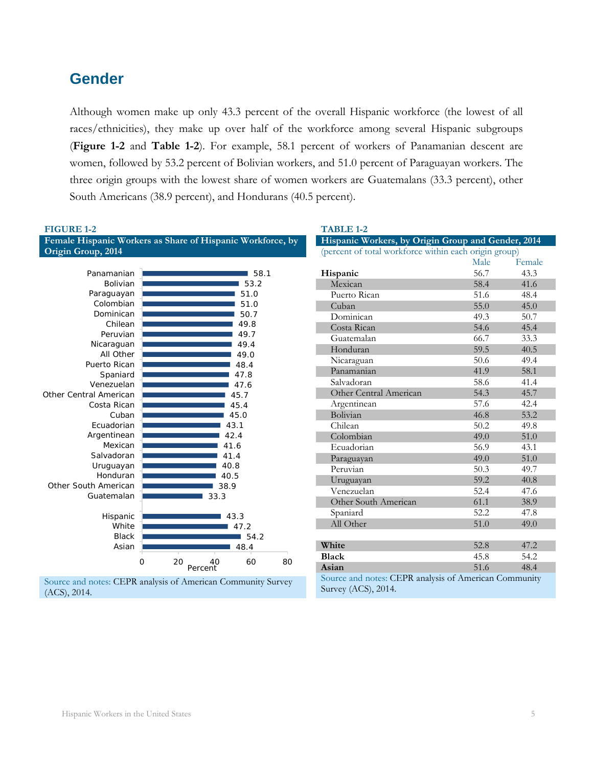## Gender

Although women make up only 43.3 percent of the overall Hispanic workforce (the lowest of all races/ethnicities), they make up over half of the workforce among several Hispanic subgroups (**Figure 1-2** and **Table 1-2**). For example, 58.1 percent of workers of Panamanian descent are women, followed by 53.2 percent of Bolivian workers, and 51.0 percent of Paraguayan workers. The three origin groups with the lowest share of women workers are Guatemalans (33.3 percent), other South Americans (38.9 percent), and Hondurans (40.5 percent).

**FIGURE 1-2**

**Female Hispanic Workers as Share of Hispanic Workforce, by Origin Group, 2014**

| Group | Percent |
|---|---|
| Panamanian | 58.1 |
| Bolivian | 53.2 |
| Paraguayan | 51.0 |
| Colombian | 51.0 |
| Dominican | 50.7 |
| Chilean | 49.8 |
| Peruvian | 49.7 |
| Nicaraguan | 49.4 |
| All Other | 49.0 |
| Puerto Rican | 48.4 |
| Spaniard | 47.8 |
| Venezuelan | 47.6 |
| Other Central American | 45.7 |
| Costa Rican | 45.4 |
| Cuban | 45.0 |
| Ecuadorian | 43.1 |
| Argentinean | 42.4 |
| Mexican | 41.6 |
| Salvadoran | 41.4 |
| Uruguayan | 40.8 |
| Honduran | 40.5 |
| Other South American | 38.9 |
| Guatemalan | 33.3 |
| Hispanic | 43.3 |
| White | 47.2 |
| Black | 54.2 |
| Asian | 48.4 |

Source and notes: CEPR analysis of American Community Survey (ACS), 2014.

**TABLE 1-2**

**Hispanic Workers, by Origin Group and Gender, 2014**

(percent of total workforce within each origin group)

| | Male | Female |
|---|---|---|
| **Hispanic** | 56.7 | 43.3 |
| Mexican | 58.4 | 41.6 |
| Puerto Rican | 51.6 | 48.4 |
| Cuban | 55.0 | 45.0 |
| Dominican | 49.3 | 50.7 |
| Costa Rican | 54.6 | 45.4 |
| Guatemalan | 66.7 | 33.3 |
| Honduran | 59.5 | 40.5 |
| Nicaraguan | 50.6 | 49.4 |
| Panamanian | 41.9 | 58.1 |
| Salvadoran | 58.6 | 41.4 |
| Other Central American | 54.3 | 45.7 |
| Argentinean | 57.6 | 42.4 |
| Bolivian | 46.8 | 53.2 |
| Chilean | 50.2 | 49.8 |
| Colombian | 49.0 | 51.0 |
| Ecuadorian | 56.9 | 43.1 |
| Paraguayan | 49.0 | 51.0 |
| Peruvian | 50.3 | 49.7 |
| Uruguayan | 59.2 | 40.8 |
| Venezuelan | 52.4 | 47.6 |
| Other South American | 61.1 | 38.9 |
| Spaniard | 52.2 | 47.8 |
| All Other | 51.0 | 49.0 |
| | | |
| **White** | 52.8 | 47.2 |
| **Black** | 45.8 | 54.2 |
| **Asian** | 51.6 | 48.4 |

Source and notes: CEPR analysis of American Community Survey (ACS), 2014.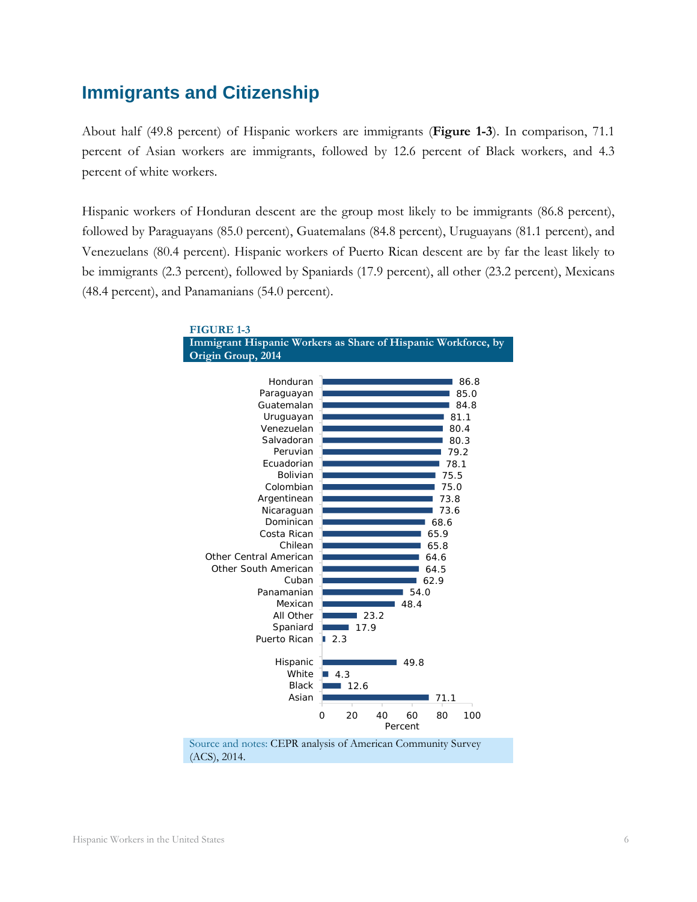## Immigrants and Citizenship

About half (49.8 percent) of Hispanic workers are immigrants (**Figure 1-3**). In comparison, 71.1 percent of Asian workers are immigrants, followed by 12.6 percent of Black workers, and 4.3 percent of white workers.

Hispanic workers of Honduran descent are the group most likely to be immigrants (86.8 percent), followed by Paraguayans (85.0 percent), Guatemalans (84.8 percent), Uruguayans (81.1 percent), and Venezuelans (80.4 percent). Hispanic workers of Puerto Rican descent are by far the least likely to be immigrants (2.3 percent), followed by Spaniards (17.9 percent), all other (23.2 percent), Mexicans (48.4 percent), and Panamanians (54.0 percent).

**FIGURE 1-3**

**Immigrant Hispanic Workers as Share of Hispanic Workforce, by Origin Group, 2014**

| Group | Percent |
|---|---|
| Honduran | 86.8 |
| Paraguayan | 85.0 |
| Guatemalan | 84.8 |
| Uruguayan | 81.1 |
| Venezuelan | 80.4 |
| Salvadoran | 80.3 |
| Peruvian | 79.2 |
| Ecuadorian | 78.1 |
| Bolivian | 75.5 |
| Colombian | 75.0 |
| Argentinean | 73.8 |
| Nicaraguan | 73.6 |
| Dominican | 68.6 |
| Costa Rican | 65.9 |
| Chilean | 65.8 |
| Other Central American | 64.6 |
| Other South American | 64.5 |
| Cuban | 62.9 |
| Panamanian | 54.0 |
| Mexican | 48.4 |
| All Other | 23.2 |
| Spaniard | 17.9 |
| Puerto Rican | 2.3 |
| Hispanic | 49.8 |
| White | 4.3 |
| Black | 12.6 |
| Asian | 71.1 |

Source and notes: CEPR analysis of American Community Survey (ACS), 2014.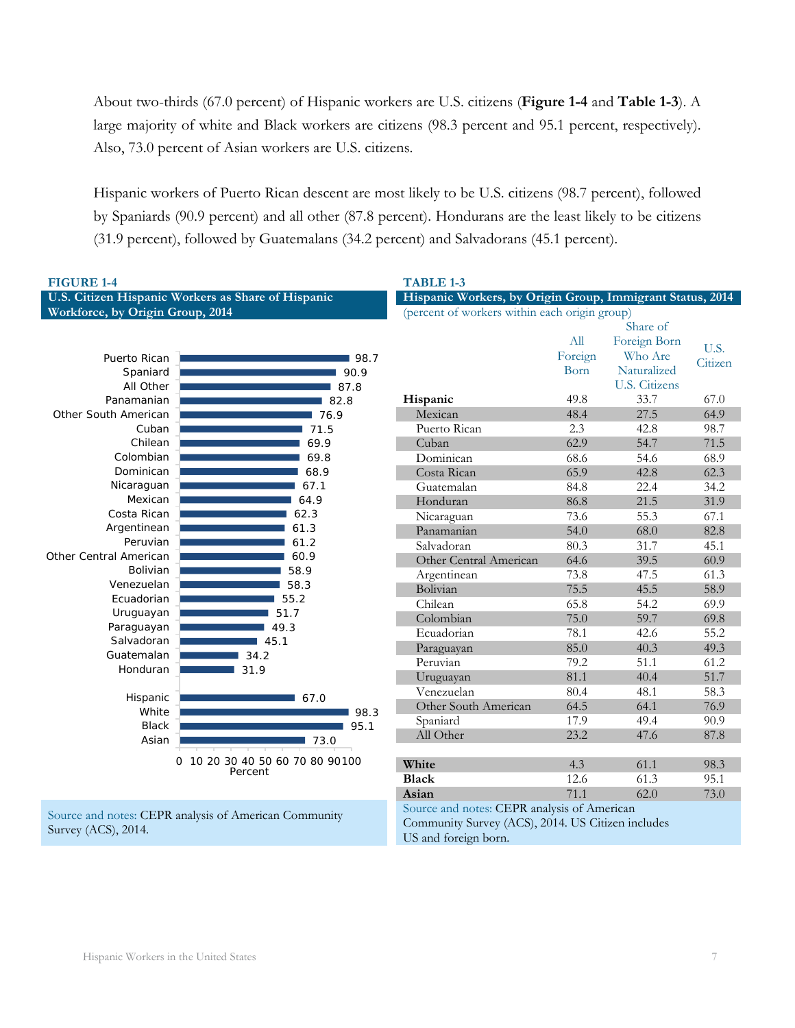About two-thirds (67.0 percent) of Hispanic workers are U.S. citizens (**Figure 1-4** and **Table 1-3**). A large majority of white and Black workers are citizens (98.3 percent and 95.1 percent, respectively). Also, 73.0 percent of Asian workers are U.S. citizens.

Hispanic workers of Puerto Rican descent are most likely to be U.S. citizens (98.7 percent), followed by Spaniards (90.9 percent) and all other (87.8 percent). Hondurans are the least likely to be citizens (31.9 percent), followed by Guatemalans (34.2 percent) and Salvadorans (45.1 percent).

**FIGURE 1-4**

**U.S. Citizen Hispanic Workers as Share of Hispanic Workforce, by Origin Group, 2014**

| Group | Percent |
|---|---|
| Puerto Rican | 98.7 |
| Spaniard | 90.9 |
| All Other | 87.8 |
| Panamanian | 82.8 |
| Other South American | 76.9 |
| Cuban | 71.5 |
| Chilean | 69.9 |
| Colombian | 69.8 |
| Dominican | 68.9 |
| Nicaraguan | 67.1 |
| Mexican | 64.9 |
| Costa Rican | 62.3 |
| Argentinean | 61.3 |
| Peruvian | 61.2 |
| Other Central American | 60.9 |
| Bolivian | 58.9 |
| Venezuelan | 58.3 |
| Ecuadorian | 55.2 |
| Uruguayan | 51.7 |
| Paraguayan | 49.3 |
| Salvadoran | 45.1 |
| Guatemalan | 34.2 |
| Honduran | 31.9 |
| Hispanic | 67.0 |
| White | 98.3 |
| Black | 95.1 |
| Asian | 73.0 |

Source and notes: CEPR analysis of American Community Survey (ACS), 2014.

**TABLE 1-3**

**Hispanic Workers, by Origin Group, Immigrant Status, 2014**

(percent of workers within each origin group)

| | All Foreign Born | Share of Foreign Born Who Are Naturalized U.S. Citizens | U.S. Citizen |
|---|---|---|---|
| **Hispanic** | 49.8 | 33.7 | 67.0 |
| Mexican | 48.4 | 27.5 | 64.9 |
| Puerto Rican | 2.3 | 42.8 | 98.7 |
| Cuban | 62.9 | 54.7 | 71.5 |
| Dominican | 68.6 | 54.6 | 68.9 |
| Costa Rican | 65.9 | 42.8 | 62.3 |
| Guatemalan | 84.8 | 22.4 | 34.2 |
| Honduran | 86.8 | 21.5 | 31.9 |
| Nicaraguan | 73.6 | 55.3 | 67.1 |
| Panamanian | 54.0 | 68.0 | 82.8 |
| Salvadoran | 80.3 | 31.7 | 45.1 |
| Other Central American | 64.6 | 39.5 | 60.9 |
| Argentinean | 73.8 | 47.5 | 61.3 |
| Bolivian | 75.5 | 45.5 | 58.9 |
| Chilean | 65.8 | 54.2 | 69.9 |
| Colombian | 75.0 | 59.7 | 69.8 |
| Ecuadorian | 78.1 | 42.6 | 55.2 |
| Paraguayan | 85.0 | 40.3 | 49.3 |
| Peruvian | 79.2 | 51.1 | 61.2 |
| Uruguayan | 81.1 | 40.4 | 51.7 |
| Venezuelan | 80.4 | 48.1 | 58.3 |
| Other South American | 64.5 | 64.1 | 76.9 |
| Spaniard | 17.9 | 49.4 | 90.9 |
| All Other | 23.2 | 47.6 | 87.8 |
| | | | |
| **White** | 4.3 | 61.1 | 98.3 |
| **Black** | 12.6 | 61.3 | 95.1 |
| **Asian** | 71.1 | 62.0 | 73.0 |

Source and notes: CEPR analysis of American Community Survey (ACS), 2014. US Citizen includes US and foreign born.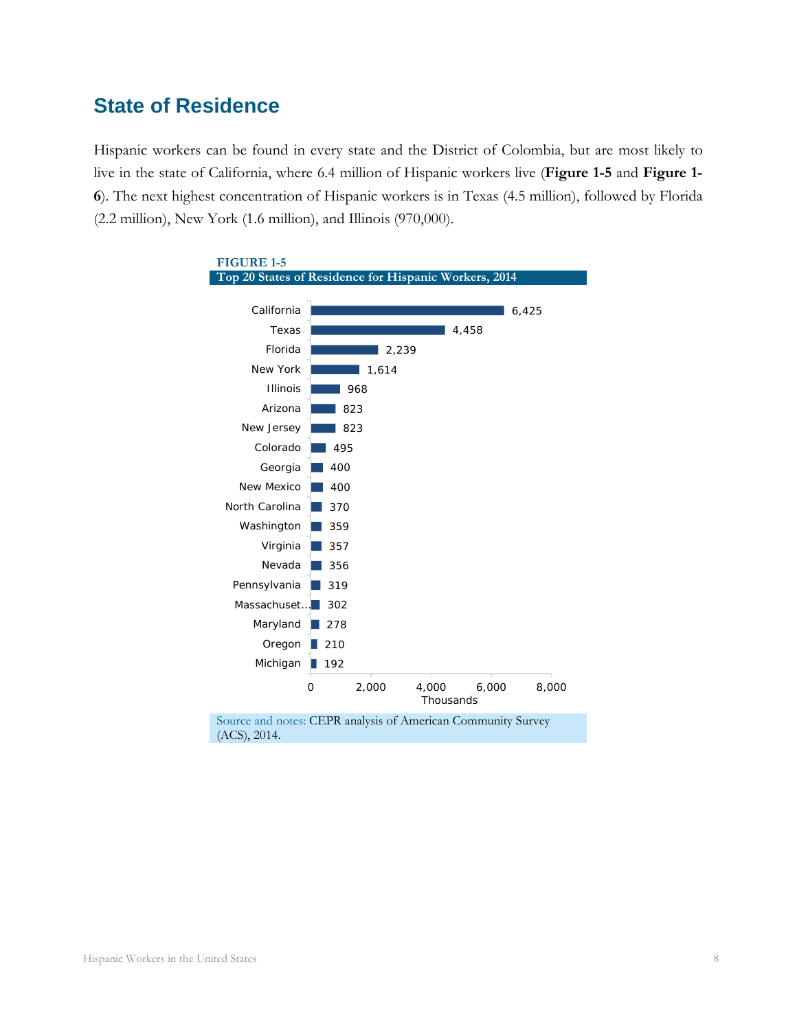## State of Residence

Hispanic workers can be found in every state and the District of Colombia, but are most likely to live in the state of California, where 6.4 million of Hispanic workers live (**Figure 1-5** and **Figure 1-6**). The next highest concentration of Hispanic workers is in Texas (4.5 million), followed by Florida (2.2 million), New York (1.6 million), and Illinois (970,000).

**FIGURE 1-5**

**Top 20 States of Residence for Hispanic Workers, 2014**

| State | Thousands |
|---|---|
| California | 6,425 |
| Texas | 4,458 |
| Florida | 2,239 |
| New York | 1,614 |
| Illinois | 968 |
| Arizona | 823 |
| New Jersey | 823 |
| Colorado | 495 |
| Georgia | 400 |
| New Mexico | 400 |
| North Carolina | 370 |
| Washington | 359 |
| Virginia | 357 |
| Nevada | 356 |
| Pennsylvania | 319 |
| Massachuset... | 302 |
| Maryland | 278 |
| Oregon | 210 |
| Michigan | 192 |

Source and notes: CEPR analysis of American Community Survey (ACS), 2014.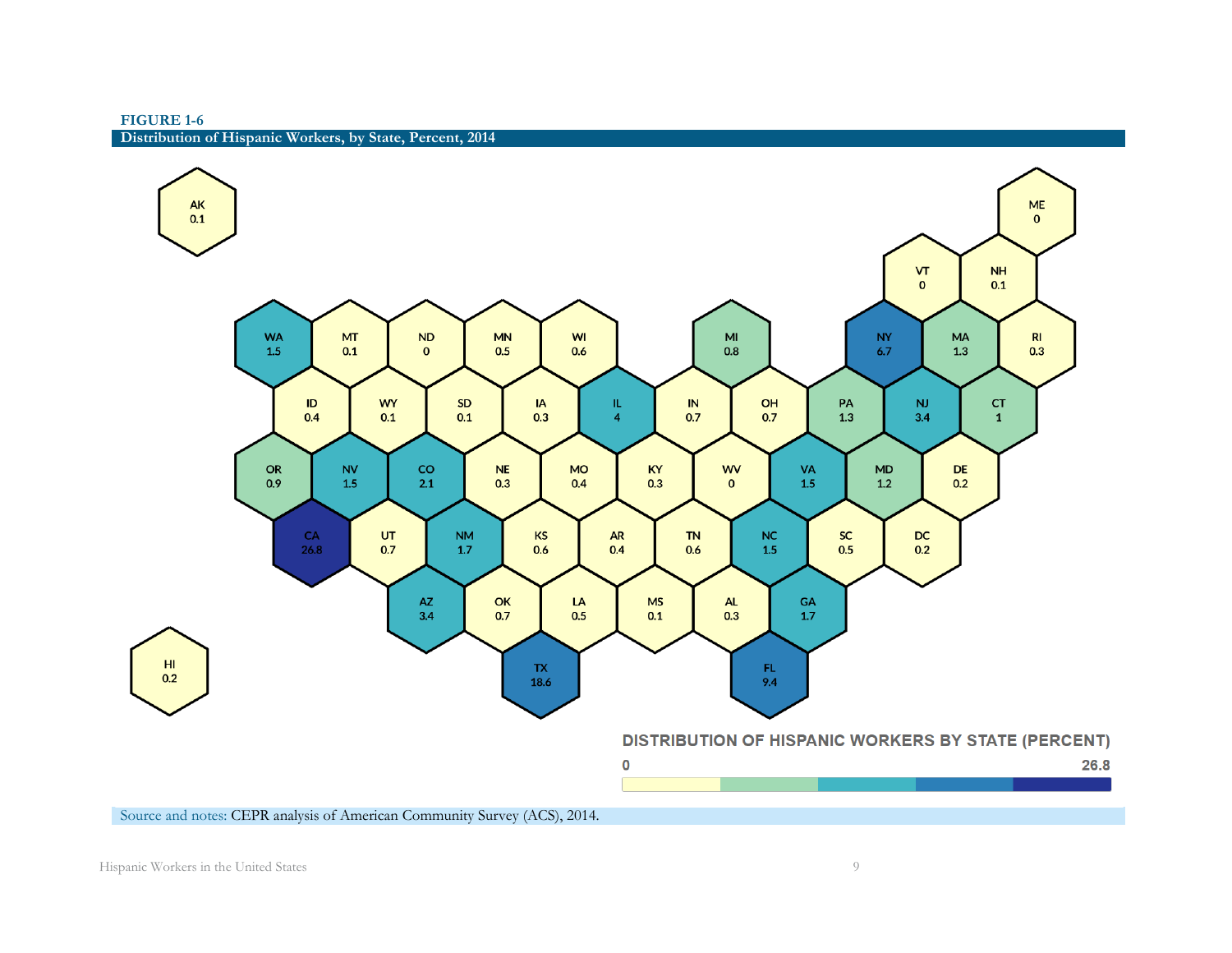**FIGURE 1-6**

**Distribution of Hispanic Workers, by State, Percent, 2014**

| State | Percent |
|---|---|
| AK | 0.1 |
| ME | 0 |
| VT | 0 |
| NH | 0.1 |
| WA | 1.5 |
| MT | 0.1 |
| ND | 0 |
| MN | 0.5 |
| WI | 0.6 |
| MI | 0.8 |
| NY | 6.7 |
| MA | 1.3 |
| RI | 0.3 |
| ID | 0.4 |
| WY | 0.1 |
| SD | 0.1 |
| IA | 0.3 |
| IL | 4 |
| IN | 0.7 |
| OH | 0.7 |
| PA | 1.3 |
| NJ | 3.4 |
| CT | 1 |
| OR | 0.9 |
| NV | 1.5 |
| CO | 2.1 |
| NE | 0.3 |
| MO | 0.4 |
| KY | 0.3 |
| WV | 0 |
| VA | 1.5 |
| MD | 1.2 |
| DE | 0.2 |
| CA | 26.8 |
| UT | 0.7 |
| NM | 1.7 |
| KS | 0.6 |
| AR | 0.4 |
| TN | 0.6 |
| NC | 1.5 |
| SC | 0.5 |
| DC | 0.2 |
| AZ | 3.4 |
| OK | 0.7 |
| LA | 0.5 |
| MS | 0.1 |
| AL | 0.3 |
| GA | 1.7 |
| HI | 0.2 |
| TX | 18.6 |
| FL | 9.4 |

DISTRIBUTION OF HISPANIC WORKERS BY STATE (PERCENT)

0 — 26.8

Source and notes: CEPR analysis of American Community Survey (ACS), 2014.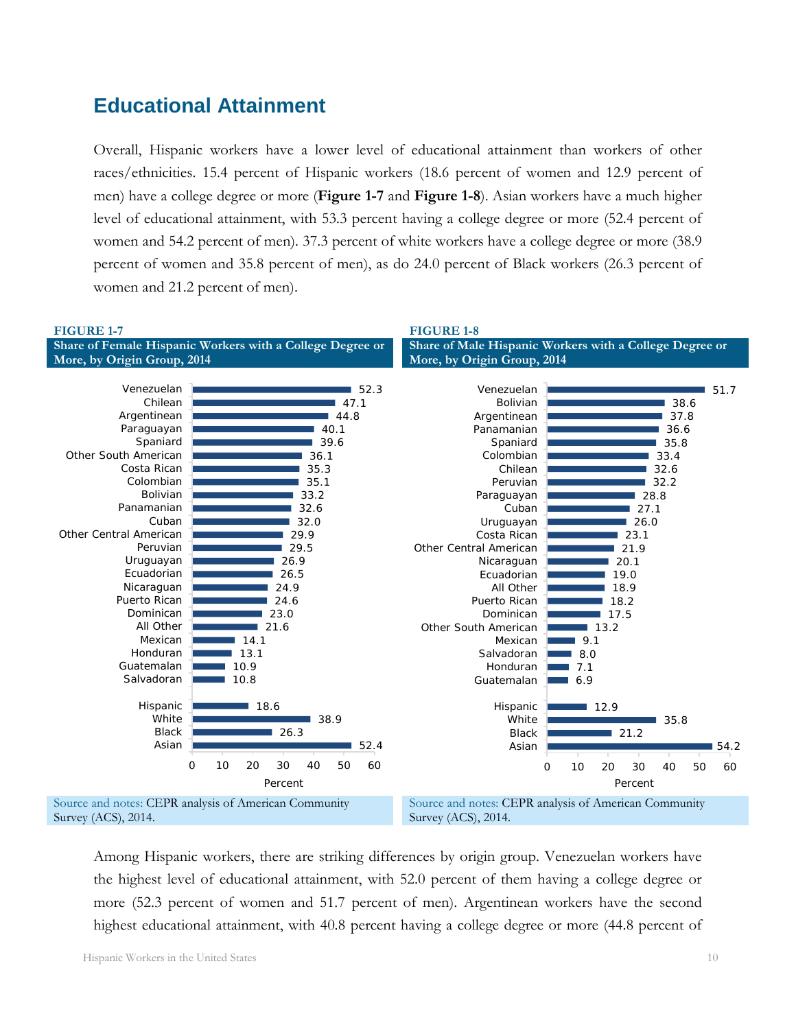## Educational Attainment

Overall, Hispanic workers have a lower level of educational attainment than workers of other races/ethnicities. 15.4 percent of Hispanic workers (18.6 percent of women and 12.9 percent of men) have a college degree or more (**Figure 1-7** and **Figure 1-8**). Asian workers have a much higher level of educational attainment, with 53.3 percent having a college degree or more (52.4 percent of women and 54.2 percent of men). 37.3 percent of white workers have a college degree or more (38.9 percent of women and 35.8 percent of men), as do 24.0 percent of Black workers (26.3 percent of women and 21.2 percent of men).

**FIGURE 1-7**

**Share of Female Hispanic Workers with a College Degree or More, by Origin Group, 2014**

| Origin Group | Percent |
|---|---|
| Venezuelan | 52.3 |
| Chilean | 47.1 |
| Argentinean | 44.8 |
| Paraguayan | 40.1 |
| Spaniard | 39.6 |
| Other South American | 36.1 |
| Costa Rican | 35.3 |
| Colombian | 35.1 |
| Bolivian | 33.2 |
| Panamanian | 32.6 |
| Cuban | 32.0 |
| Other Central American | 29.9 |
| Peruvian | 29.5 |
| Uruguayan | 26.9 |
| Ecuadorian | 26.5 |
| Nicaraguan | 24.9 |
| Puerto Rican | 24.6 |
| Dominican | 23.0 |
| All Other | 21.6 |
| Mexican | 14.1 |
| Honduran | 13.1 |
| Guatemalan | 10.9 |
| Salvadoran | 10.8 |
| Hispanic | 18.6 |
| White | 38.9 |
| Black | 26.3 |
| Asian | 52.4 |

Source and notes: CEPR analysis of American Community Survey (ACS), 2014.

**FIGURE 1-8**

**Share of Male Hispanic Workers with a College Degree or More, by Origin Group, 2014**

| Origin Group | Percent |
|---|---|
| Venezuelan | 51.7 |
| Bolivian | 38.6 |
| Argentinean | 37.8 |
| Panamanian | 36.6 |
| Spaniard | 35.8 |
| Colombian | 33.4 |
| Chilean | 32.6 |
| Peruvian | 32.2 |
| Paraguayan | 28.8 |
| Cuban | 27.1 |
| Uruguayan | 26.0 |
| Costa Rican | 23.1 |
| Other Central American | 21.9 |
| Nicaraguan | 20.1 |
| Ecuadorian | 19.0 |
| All Other | 18.9 |
| Puerto Rican | 18.2 |
| Dominican | 17.5 |
| Other South American | 13.2 |
| Mexican | 9.1 |
| Salvadoran | 8.0 |
| Honduran | 7.1 |
| Guatemalan | 6.9 |
| Hispanic | 12.9 |
| White | 35.8 |
| Black | 21.2 |
| Asian | 54.2 |

Source and notes: CEPR analysis of American Community Survey (ACS), 2014.

Among Hispanic workers, there are striking differences by origin group. Venezuelan workers have the highest level of educational attainment, with 52.0 percent of them having a college degree or more (52.3 percent of women and 51.7 percent of men). Argentinean workers have the second highest educational attainment, with 40.8 percent having a college degree or more (44.8 percent of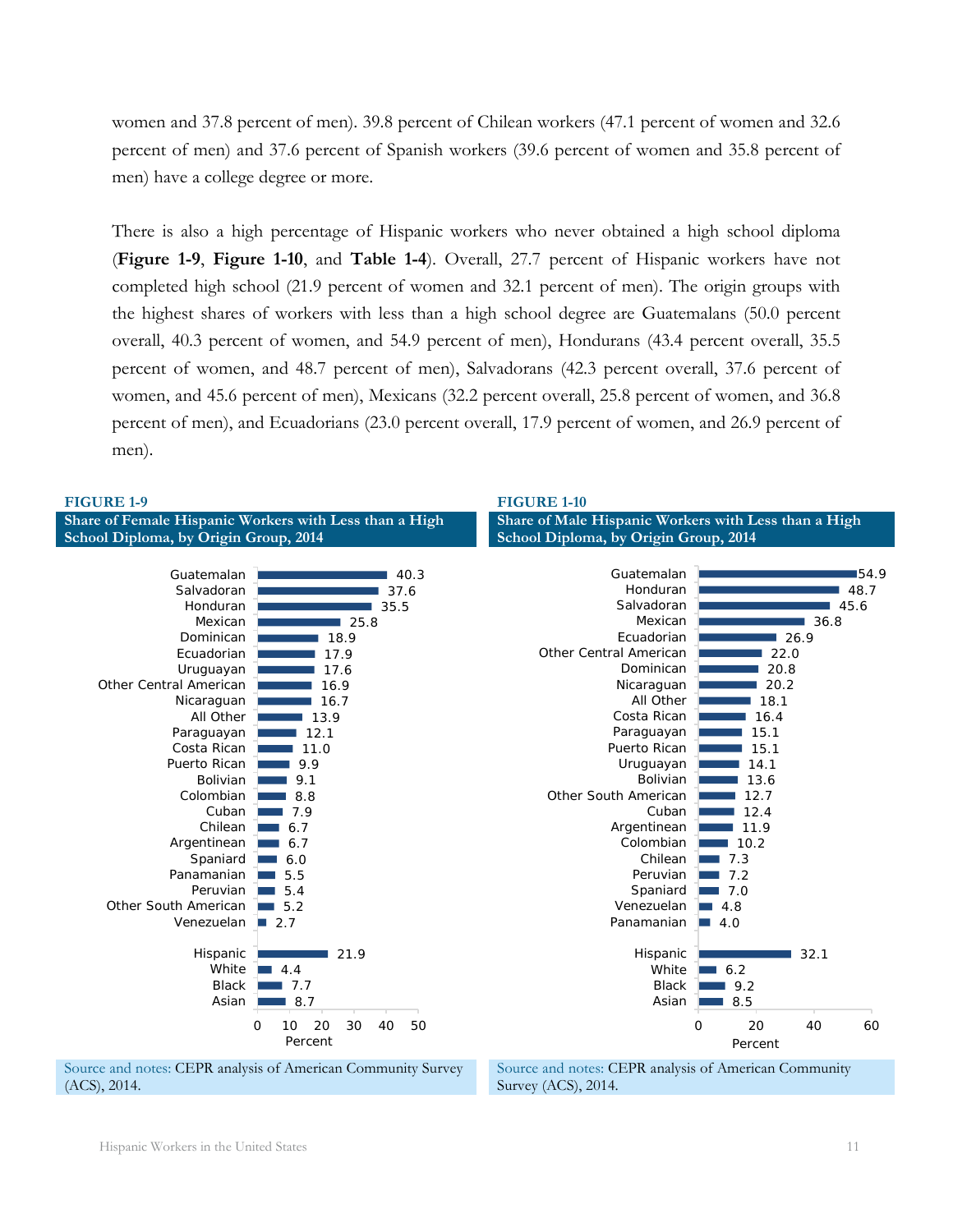women and 37.8 percent of men). 39.8 percent of Chilean workers (47.1 percent of women and 32.6 percent of men) and 37.6 percent of Spanish workers (39.6 percent of women and 35.8 percent of men) have a college degree or more.

There is also a high percentage of Hispanic workers who never obtained a high school diploma (**Figure 1-9**, **Figure 1-10**, and **Table 1-4**). Overall, 27.7 percent of Hispanic workers have not completed high school (21.9 percent of women and 32.1 percent of men). The origin groups with the highest shares of workers with less than a high school degree are Guatemalans (50.0 percent overall, 40.3 percent of women, and 54.9 percent of men), Hondurans (43.4 percent overall, 35.5 percent of women, and 48.7 percent of men), Salvadorans (42.3 percent overall, 37.6 percent of women, and 45.6 percent of men), Mexicans (32.2 percent overall, 25.8 percent of women, and 36.8 percent of men), and Ecuadorians (23.0 percent overall, 17.9 percent of women, and 26.9 percent of men).

**FIGURE 1-9**

**Share of Female Hispanic Workers with Less than a High School Diploma, by Origin Group, 2014**

| Group | Percent |
|---|---|
| Guatemalan | 40.3 |
| Salvadoran | 37.6 |
| Honduran | 35.5 |
| Mexican | 25.8 |
| Dominican | 18.9 |
| Ecuadorian | 17.9 |
| Uruguayan | 17.6 |
| Other Central American | 16.9 |
| Nicaraguan | 16.7 |
| All Other | 13.9 |
| Paraguayan | 12.1 |
| Costa Rican | 11.0 |
| Puerto Rican | 9.9 |
| Bolivian | 9.1 |
| Colombian | 8.8 |
| Cuban | 7.9 |
| Chilean | 6.7 |
| Argentinean | 6.7 |
| Spaniard | 6.0 |
| Panamanian | 5.5 |
| Peruvian | 5.4 |
| Other South American | 5.2 |
| Venezuelan | 2.7 |
| Hispanic | 21.9 |
| White | 4.4 |
| Black | 7.7 |
| Asian | 8.7 |

Source and notes: CEPR analysis of American Community Survey (ACS), 2014.

**FIGURE 1-10**

**Share of Male Hispanic Workers with Less than a High School Diploma, by Origin Group, 2014**

| Group | Percent |
|---|---|
| Guatemalan | 54.9 |
| Honduran | 48.7 |
| Salvadoran | 45.6 |
| Mexican | 36.8 |
| Ecuadorian | 26.9 |
| Other Central American | 22.0 |
| Dominican | 20.8 |
| Nicaraguan | 20.2 |
| All Other | 18.1 |
| Costa Rican | 16.4 |
| Paraguayan | 15.1 |
| Puerto Rican | 15.1 |
| Uruguayan | 14.1 |
| Bolivian | 13.6 |
| Other South American | 12.7 |
| Cuban | 12.4 |
| Argentinean | 11.9 |
| Colombian | 10.2 |
| Chilean | 7.3 |
| Peruvian | 7.2 |
| Spaniard | 7.0 |
| Venezuelan | 4.8 |
| Panamanian | 4.0 |
| Hispanic | 32.1 |
| White | 6.2 |
| Black | 9.2 |
| Asian | 8.5 |

Source and notes: CEPR analysis of American Community Survey (ACS), 2014.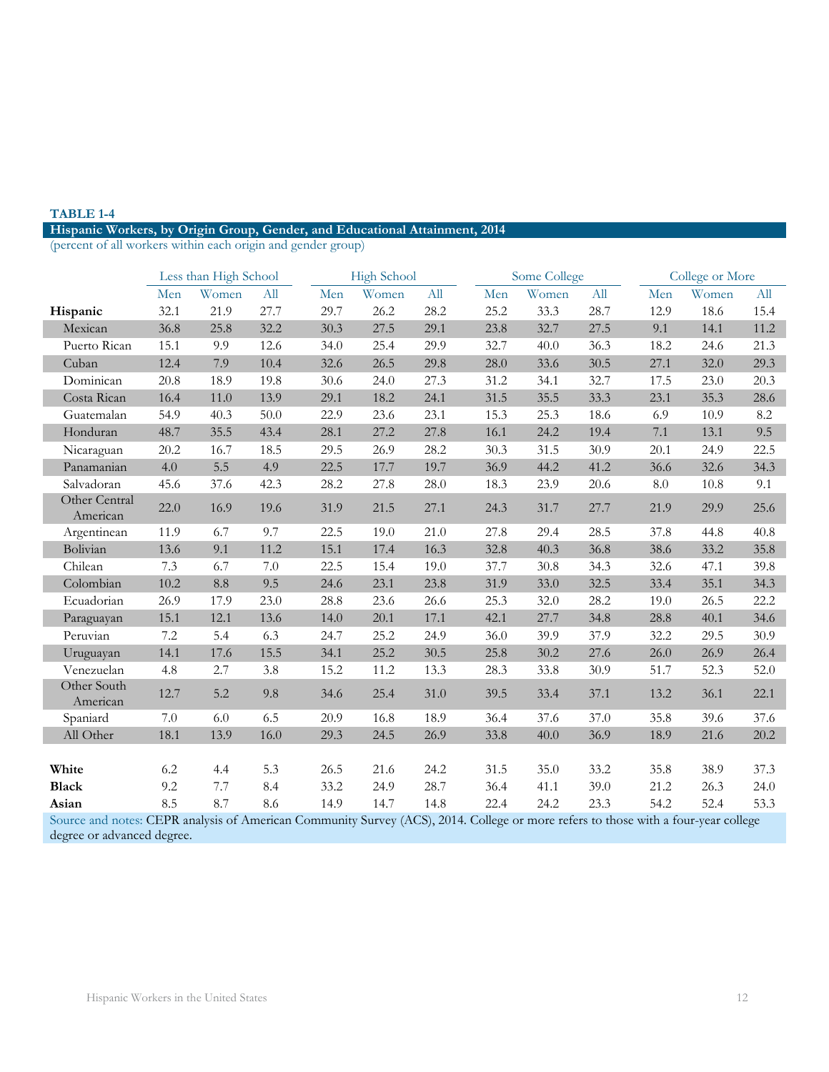**TABLE 1-4**

**Hispanic Workers, by Origin Group, Gender, and Educational Attainment, 2014**

(percent of all workers within each origin and gender group)

| | Less than High School | | | High School | | | Some College | | | College or More | | |
|---|---|---|---|---|---|---|---|---|---|---|---|---|
| | Men | Women | All | Men | Women | All | Men | Women | All | Men | Women | All |
| **Hispanic** | 32.1 | 21.9 | 27.7 | 29.7 | 26.2 | 28.2 | 25.2 | 33.3 | 28.7 | 12.9 | 18.6 | 15.4 |
| Mexican | 36.8 | 25.8 | 32.2 | 30.3 | 27.5 | 29.1 | 23.8 | 32.7 | 27.5 | 9.1 | 14.1 | 11.2 |
| Puerto Rican | 15.1 | 9.9 | 12.6 | 34.0 | 25.4 | 29.9 | 32.7 | 40.0 | 36.3 | 18.2 | 24.6 | 21.3 |
| Cuban | 12.4 | 7.9 | 10.4 | 32.6 | 26.5 | 29.8 | 28.0 | 33.6 | 30.5 | 27.1 | 32.0 | 29.3 |
| Dominican | 20.8 | 18.9 | 19.8 | 30.6 | 24.0 | 27.3 | 31.2 | 34.1 | 32.7 | 17.5 | 23.0 | 20.3 |
| Costa Rican | 16.4 | 11.0 | 13.9 | 29.1 | 18.2 | 24.1 | 31.5 | 35.5 | 33.3 | 23.1 | 35.3 | 28.6 |
| Guatemalan | 54.9 | 40.3 | 50.0 | 22.9 | 23.6 | 23.1 | 15.3 | 25.3 | 18.6 | 6.9 | 10.9 | 8.2 |
| Honduran | 48.7 | 35.5 | 43.4 | 28.1 | 27.2 | 27.8 | 16.1 | 24.2 | 19.4 | 7.1 | 13.1 | 9.5 |
| Nicaraguan | 20.2 | 16.7 | 18.5 | 29.5 | 26.9 | 28.2 | 30.3 | 31.5 | 30.9 | 20.1 | 24.9 | 22.5 |
| Panamanian | 4.0 | 5.5 | 4.9 | 22.5 | 17.7 | 19.7 | 36.9 | 44.2 | 41.2 | 36.6 | 32.6 | 34.3 |
| Salvadoran | 45.6 | 37.6 | 42.3 | 28.2 | 27.8 | 28.0 | 18.3 | 23.9 | 20.6 | 8.0 | 10.8 | 9.1 |
| Other Central American | 22.0 | 16.9 | 19.6 | 31.9 | 21.5 | 27.1 | 24.3 | 31.7 | 27.7 | 21.9 | 29.9 | 25.6 |
| Argentinean | 11.9 | 6.7 | 9.7 | 22.5 | 19.0 | 21.0 | 27.8 | 29.4 | 28.5 | 37.8 | 44.8 | 40.8 |
| Bolivian | 13.6 | 9.1 | 11.2 | 15.1 | 17.4 | 16.3 | 32.8 | 40.3 | 36.8 | 38.6 | 33.2 | 35.8 |
| Chilean | 7.3 | 6.7 | 7.0 | 22.5 | 15.4 | 19.0 | 37.7 | 30.8 | 34.3 | 32.6 | 47.1 | 39.8 |
| Colombian | 10.2 | 8.8 | 9.5 | 24.6 | 23.1 | 23.8 | 31.9 | 33.0 | 32.5 | 33.4 | 35.1 | 34.3 |
| Ecuadorian | 26.9 | 17.9 | 23.0 | 28.8 | 23.6 | 26.6 | 25.3 | 32.0 | 28.2 | 19.0 | 26.5 | 22.2 |
| Paraguayan | 15.1 | 12.1 | 13.6 | 14.0 | 20.1 | 17.1 | 42.1 | 27.7 | 34.8 | 28.8 | 40.1 | 34.6 |
| Peruvian | 7.2 | 5.4 | 6.3 | 24.7 | 25.2 | 24.9 | 36.0 | 39.9 | 37.9 | 32.2 | 29.5 | 30.9 |
| Uruguayan | 14.1 | 17.6 | 15.5 | 34.1 | 25.2 | 30.5 | 25.8 | 30.2 | 27.6 | 26.0 | 26.9 | 26.4 |
| Venezuelan | 4.8 | 2.7 | 3.8 | 15.2 | 11.2 | 13.3 | 28.3 | 33.8 | 30.9 | 51.7 | 52.3 | 52.0 |
| Other South American | 12.7 | 5.2 | 9.8 | 34.6 | 25.4 | 31.0 | 39.5 | 33.4 | 37.1 | 13.2 | 36.1 | 22.1 |
| Spaniard | 7.0 | 6.0 | 6.5 | 20.9 | 16.8 | 18.9 | 36.4 | 37.6 | 37.0 | 35.8 | 39.6 | 37.6 |
| All Other | 18.1 | 13.9 | 16.0 | 29.3 | 24.5 | 26.9 | 33.8 | 40.0 | 36.9 | 18.9 | 21.6 | 20.2 |
| | | | | | | | | | | | | |
| **White** | 6.2 | 4.4 | 5.3 | 26.5 | 21.6 | 24.2 | 31.5 | 35.0 | 33.2 | 35.8 | 38.9 | 37.3 |
| **Black** | 9.2 | 7.7 | 8.4 | 33.2 | 24.9 | 28.7 | 36.4 | 41.1 | 39.0 | 21.2 | 26.3 | 24.0 |
| **Asian** | 8.5 | 8.7 | 8.6 | 14.9 | 14.7 | 14.8 | 22.4 | 24.2 | 23.3 | 54.2 | 52.4 | 53.3 |

Source and notes: CEPR analysis of American Community Survey (ACS), 2014. College or more refers to those with a four-year college degree or advanced degree.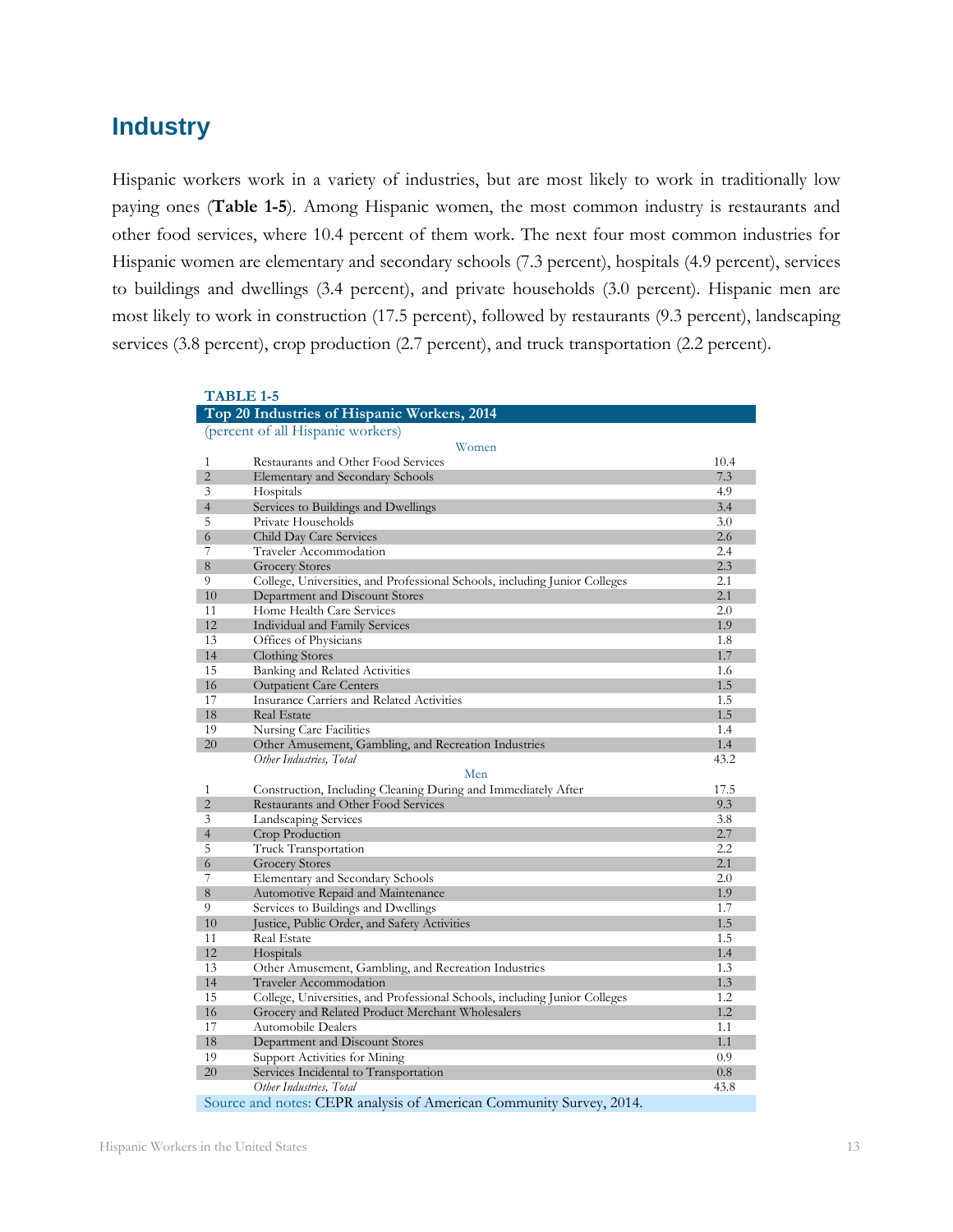## Industry

Hispanic workers work in a variety of industries, but are most likely to work in traditionally low paying ones (**Table 1-5**). Among Hispanic women, the most common industry is restaurants and other food services, where 10.4 percent of them work. The next four most common industries for Hispanic women are elementary and secondary schools (7.3 percent), hospitals (4.9 percent), services to buildings and dwellings (3.4 percent), and private households (3.0 percent). Hispanic men are most likely to work in construction (17.5 percent), followed by restaurants (9.3 percent), landscaping services (3.8 percent), crop production (2.7 percent), and truck transportation (2.2 percent).

**TABLE 1-5**

**Top 20 Industries of Hispanic Workers, 2014**

(percent of all Hispanic workers)

| | Women | |
|---|---|---|
| 1 | Restaurants and Other Food Services | 10.4 |
| 2 | Elementary and Secondary Schools | 7.3 |
| 3 | Hospitals | 4.9 |
| 4 | Services to Buildings and Dwellings | 3.4 |
| 5 | Private Households | 3.0 |
| 6 | Child Day Care Services | 2.6 |
| 7 | Traveler Accommodation | 2.4 |
| 8 | Grocery Stores | 2.3 |
| 9 | College, Universities, and Professional Schools, including Junior Colleges | 2.1 |
| 10 | Department and Discount Stores | 2.1 |
| 11 | Home Health Care Services | 2.0 |
| 12 | Individual and Family Services | 1.9 |
| 13 | Offices of Physicians | 1.8 |
| 14 | Clothing Stores | 1.7 |
| 15 | Banking and Related Activities | 1.6 |
| 16 | Outpatient Care Centers | 1.5 |
| 17 | Insurance Carriers and Related Activities | 1.5 |
| 18 | Real Estate | 1.5 |
| 19 | Nursing Care Facilities | 1.4 |
| 20 | Other Amusement, Gambling, and Recreation Industries | 1.4 |
| | *Other Industries, Total* | 43.2 |
| | Men | |
| 1 | Construction, Including Cleaning During and Immediately After | 17.5 |
| 2 | Restaurants and Other Food Services | 9.3 |
| 3 | Landscaping Services | 3.8 |
| 4 | Crop Production | 2.7 |
| 5 | Truck Transportation | 2.2 |
| 6 | Grocery Stores | 2.1 |
| 7 | Elementary and Secondary Schools | 2.0 |
| 8 | Automotive Repaid and Maintenance | 1.9 |
| 9 | Services to Buildings and Dwellings | 1.7 |
| 10 | Justice, Public Order, and Safety Activities | 1.5 |
| 11 | Real Estate | 1.5 |
| 12 | Hospitals | 1.4 |
| 13 | Other Amusement, Gambling, and Recreation Industries | 1.3 |
| 14 | Traveler Accommodation | 1.3 |
| 15 | College, Universities, and Professional Schools, including Junior Colleges | 1.2 |
| 16 | Grocery and Related Product Merchant Wholesalers | 1.2 |
| 17 | Automobile Dealers | 1.1 |
| 18 | Department and Discount Stores | 1.1 |
| 19 | Support Activities for Mining | 0.9 |
| 20 | Services Incidental to Transportation | 0.8 |
| | *Other Industries, Total* | 43.8 |

Source and notes: CEPR analysis of American Community Survey, 2014.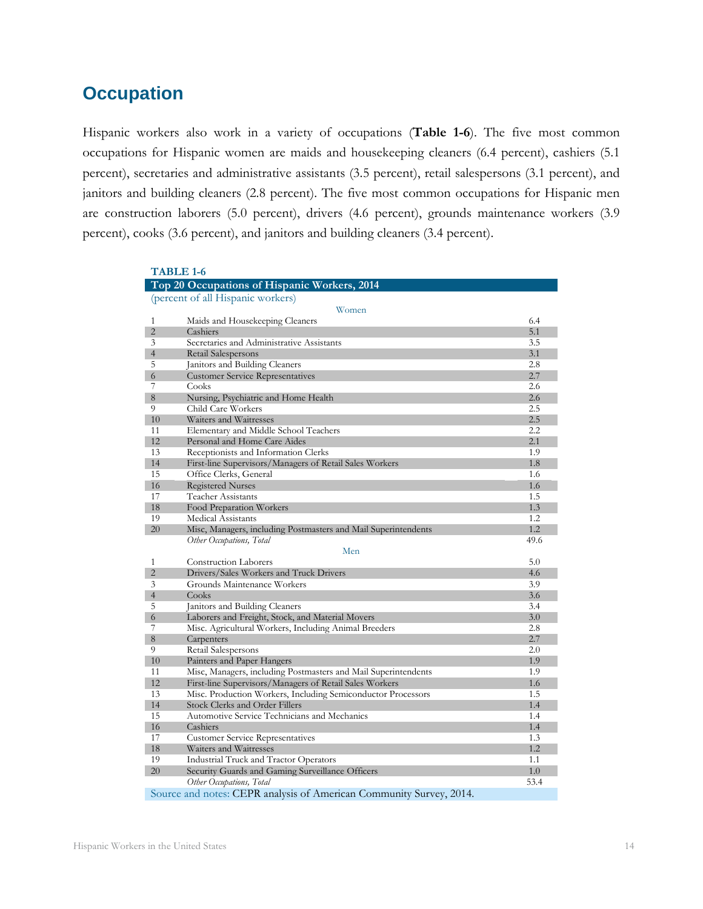## Occupation

Hispanic workers also work in a variety of occupations (**Table 1-6**). The five most common occupations for Hispanic women are maids and housekeeping cleaners (6.4 percent), cashiers (5.1 percent), secretaries and administrative assistants (3.5 percent), retail salespersons (3.1 percent), and janitors and building cleaners (2.8 percent). The five most common occupations for Hispanic men are construction laborers (5.0 percent), drivers (4.6 percent), grounds maintenance workers (3.9 percent), cooks (3.6 percent), and janitors and building cleaners (3.4 percent).

**TABLE 1-6**

**Top 20 Occupations of Hispanic Workers, 2014**

(percent of all Hispanic workers)

| | Women | |
|---|---|---|
| 1 | Maids and Housekeeping Cleaners | 6.4 |
| 2 | Cashiers | 5.1 |
| 3 | Secretaries and Administrative Assistants | 3.5 |
| 4 | Retail Salespersons | 3.1 |
| 5 | Janitors and Building Cleaners | 2.8 |
| 6 | Customer Service Representatives | 2.7 |
| 7 | Cooks | 2.6 |
| 8 | Nursing, Psychiatric and Home Health | 2.6 |
| 9 | Child Care Workers | 2.5 |
| 10 | Waiters and Waitresses | 2.5 |
| 11 | Elementary and Middle School Teachers | 2.2 |
| 12 | Personal and Home Care Aides | 2.1 |
| 13 | Receptionists and Information Clerks | 1.9 |
| 14 | First-line Supervisors/Managers of Retail Sales Workers | 1.8 |
| 15 | Office Clerks, General | 1.6 |
| 16 | Registered Nurses | 1.6 |
| 17 | Teacher Assistants | 1.5 |
| 18 | Food Preparation Workers | 1.3 |
| 19 | Medical Assistants | 1.2 |
| 20 | Misc, Managers, including Postmasters and Mail Superintendents | 1.2 |
| | *Other Occupations, Total* | 49.6 |
| | **Men** | |
| 1 | Construction Laborers | 5.0 |
| 2 | Drivers/Sales Workers and Truck Drivers | 4.6 |
| 3 | Grounds Maintenance Workers | 3.9 |
| 4 | Cooks | 3.6 |
| 5 | Janitors and Building Cleaners | 3.4 |
| 6 | Laborers and Freight, Stock, and Material Movers | 3.0 |
| 7 | Misc. Agricultural Workers, Including Animal Breeders | 2.8 |
| 8 | Carpenters | 2.7 |
| 9 | Retail Salespersons | 2.0 |
| 10 | Painters and Paper Hangers | 1.9 |
| 11 | Misc, Managers, including Postmasters and Mail Superintendents | 1.9 |
| 12 | First-line Supervisors/Managers of Retail Sales Workers | 1.6 |
| 13 | Misc. Production Workers, Including Semiconductor Processors | 1.5 |
| 14 | Stock Clerks and Order Fillers | 1.4 |
| 15 | Automotive Service Technicians and Mechanics | 1.4 |
| 16 | Cashiers | 1.4 |
| 17 | Customer Service Representatives | 1.3 |
| 18 | Waiters and Waitresses | 1.2 |
| 19 | Industrial Truck and Tractor Operators | 1.1 |
| 20 | Security Guards and Gaming Surveillance Officers | 1.0 |
| | *Other Occupations, Total* | 53.4 |

Source and notes: CEPR analysis of American Community Survey, 2014.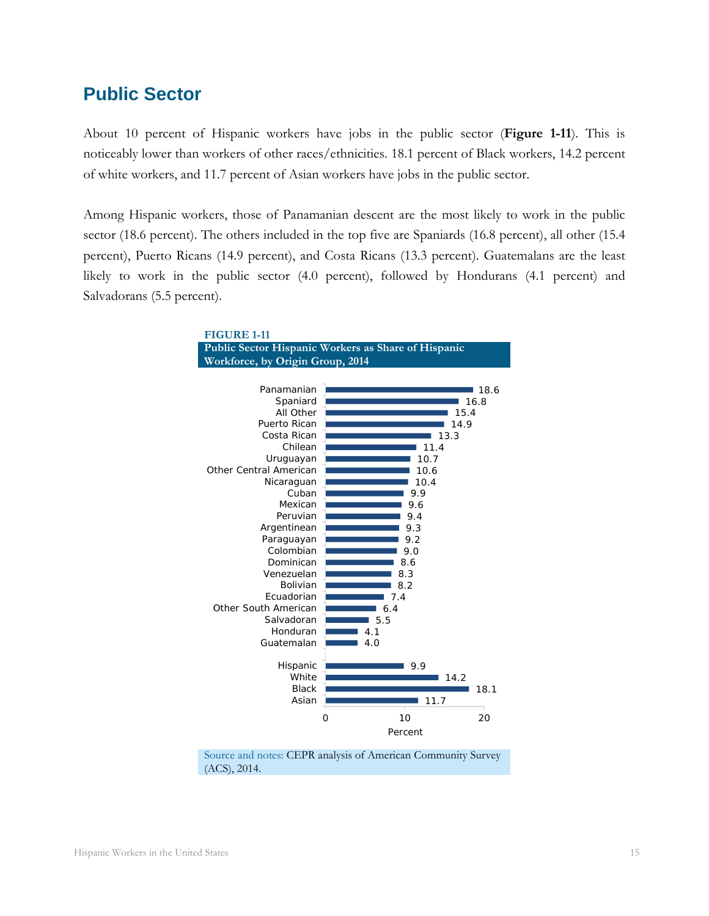## Public Sector

About 10 percent of Hispanic workers have jobs in the public sector (**Figure 1-11**). This is noticeably lower than workers of other races/ethnicities. 18.1 percent of Black workers, 14.2 percent of white workers, and 11.7 percent of Asian workers have jobs in the public sector.

Among Hispanic workers, those of Panamanian descent are the most likely to work in the public sector (18.6 percent). The others included in the top five are Spaniards (16.8 percent), all other (15.4 percent), Puerto Ricans (14.9 percent), and Costa Ricans (13.3 percent). Guatemalans are the least likely to work in the public sector (4.0 percent), followed by Hondurans (4.1 percent) and Salvadorans (5.5 percent).

**FIGURE 1-11**

**Public Sector Hispanic Workers as Share of Hispanic Workforce, by Origin Group, 2014**

| Group | Percent |
|---|---|
| Panamanian | 18.6 |
| Spaniard | 16.8 |
| All Other | 15.4 |
| Puerto Rican | 14.9 |
| Costa Rican | 13.3 |
| Chilean | 11.4 |
| Uruguayan | 10.7 |
| Other Central American | 10.6 |
| Nicaraguan | 10.4 |
| Cuban | 9.9 |
| Mexican | 9.6 |
| Peruvian | 9.4 |
| Argentinean | 9.3 |
| Paraguayan | 9.2 |
| Colombian | 9.0 |
| Dominican | 8.6 |
| Venezuelan | 8.3 |
| Bolivian | 8.2 |
| Ecuadorian | 7.4 |
| Other South American | 6.4 |
| Salvadoran | 5.5 |
| Honduran | 4.1 |
| Guatemalan | 4.0 |
| Hispanic | 9.9 |
| White | 14.2 |
| Black | 18.1 |
| Asian | 11.7 |

Source and notes: CEPR analysis of American Community Survey (ACS), 2014.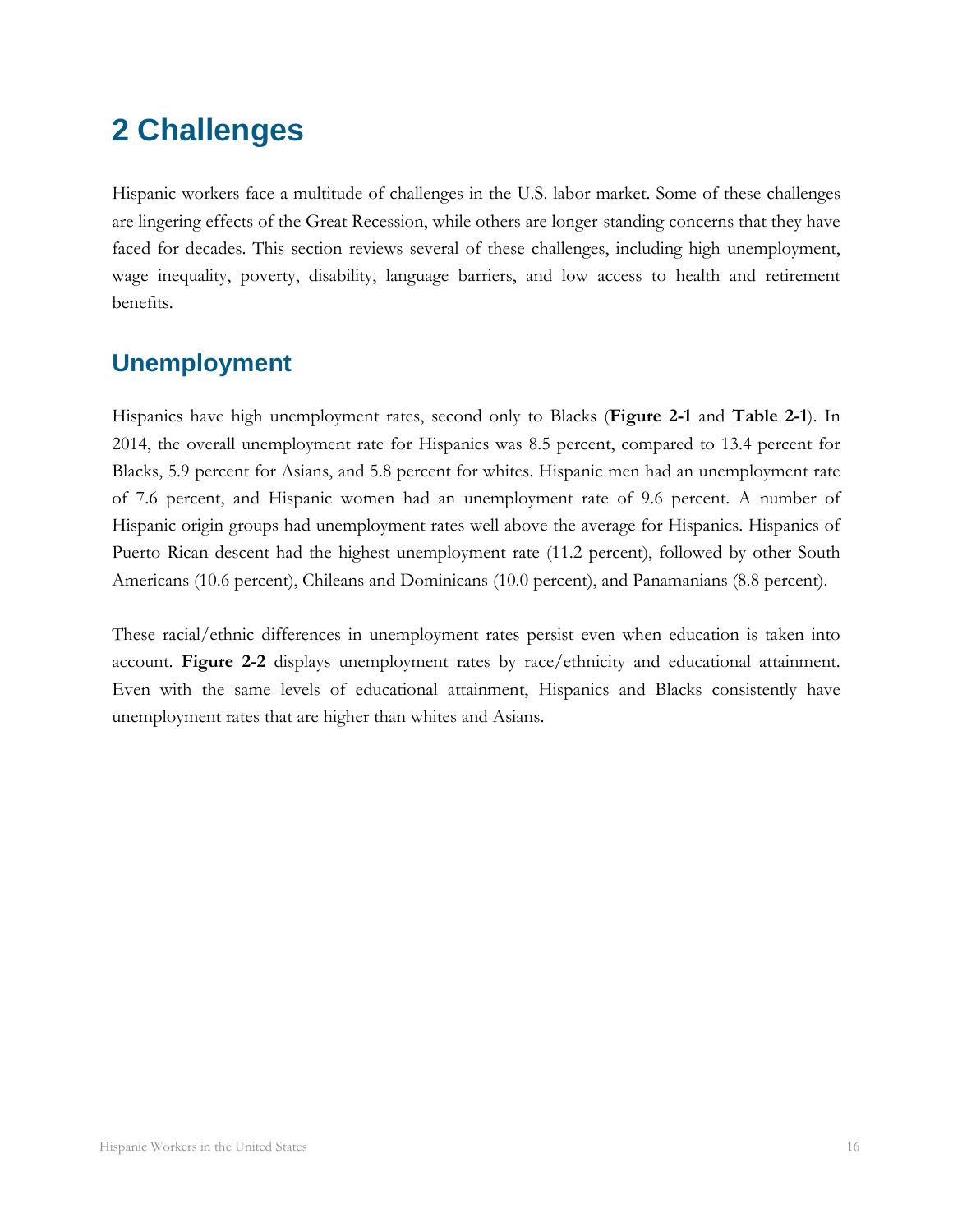# 2 Challenges

Hispanic workers face a multitude of challenges in the U.S. labor market. Some of these challenges are lingering effects of the Great Recession, while others are longer-standing concerns that they have faced for decades. This section reviews several of these challenges, including high unemployment, wage inequality, poverty, disability, language barriers, and low access to health and retirement benefits.

## Unemployment

Hispanics have high unemployment rates, second only to Blacks (**Figure 2-1** and **Table 2-1**). In 2014, the overall unemployment rate for Hispanics was 8.5 percent, compared to 13.4 percent for Blacks, 5.9 percent for Asians, and 5.8 percent for whites. Hispanic men had an unemployment rate of 7.6 percent, and Hispanic women had an unemployment rate of 9.6 percent. A number of Hispanic origin groups had unemployment rates well above the average for Hispanics. Hispanics of Puerto Rican descent had the highest unemployment rate (11.2 percent), followed by other South Americans (10.6 percent), Chileans and Dominicans (10.0 percent), and Panamanians (8.8 percent).

These racial/ethnic differences in unemployment rates persist even when education is taken into account. **Figure 2-2** displays unemployment rates by race/ethnicity and educational attainment. Even with the same levels of educational attainment, Hispanics and Blacks consistently have unemployment rates that are higher than whites and Asians.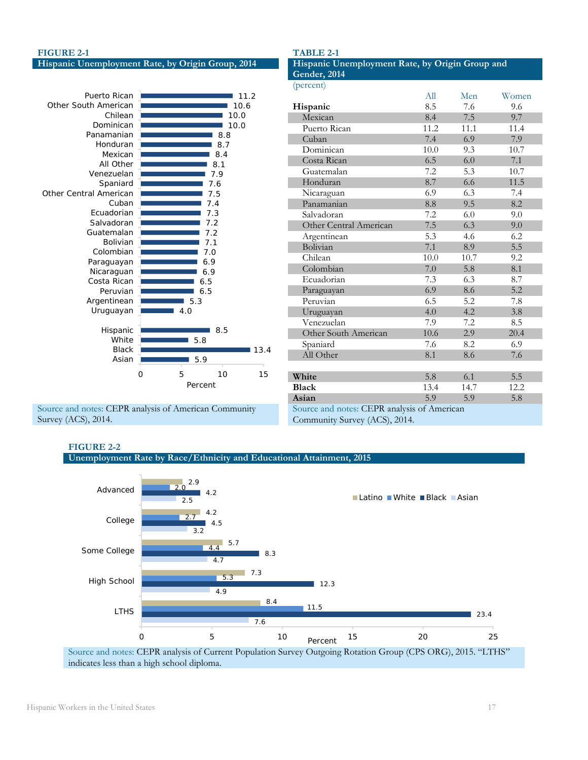**FIGURE 2-1**

**Hispanic Unemployment Rate, by Origin Group, 2014**

| Group | Percent |
|---|---|
| Puerto Rican | 11.2 |
| Other South American | 10.6 |
| Chilean | 10.0 |
| Dominican | 10.0 |
| Panamanian | 8.8 |
| Honduran | 8.7 |
| Mexican | 8.4 |
| All Other | 8.1 |
| Venezuelan | 7.9 |
| Spaniard | 7.6 |
| Other Central American | 7.5 |
| Cuban | 7.4 |
| Ecuadorian | 7.3 |
| Salvadoran | 7.2 |
| Guatemalan | 7.2 |
| Bolivian | 7.1 |
| Colombian | 7.0 |
| Paraguayan | 6.9 |
| Nicaraguan | 6.9 |
| Costa Rican | 6.5 |
| Peruvian | 6.5 |
| Argentinean | 5.3 |
| Uruguayan | 4.0 |
| Hispanic | 8.5 |
| White | 5.8 |
| Black | 13.4 |
| Asian | 5.9 |

Source and notes: CEPR analysis of American Community Survey (ACS), 2014.

**TABLE 2-1**

**Hispanic Unemployment Rate, by Origin Group and Gender, 2014**

(percent)

| | All | Men | Women |
|---|---|---|---|
| **Hispanic** | 8.5 | 7.6 | 9.6 |
| Mexican | 8.4 | 7.5 | 9.7 |
| Puerto Rican | 11.2 | 11.1 | 11.4 |
| Cuban | 7.4 | 6.9 | 7.9 |
| Dominican | 10.0 | 9.3 | 10.7 |
| Costa Rican | 6.5 | 6.0 | 7.1 |
| Guatemalan | 7.2 | 5.3 | 10.7 |
| Honduran | 8.7 | 6.6 | 11.5 |
| Nicaraguan | 6.9 | 6.3 | 7.4 |
| Panamanian | 8.8 | 9.5 | 8.2 |
| Salvadoran | 7.2 | 6.0 | 9.0 |
| Other Central American | 7.5 | 6.3 | 9.0 |
| Argentinean | 5.3 | 4.6 | 6.2 |
| Bolivian | 7.1 | 8.9 | 5.5 |
| Chilean | 10.0 | 10.7 | 9.2 |
| Colombian | 7.0 | 5.8 | 8.1 |
| Ecuadorian | 7.3 | 6.3 | 8.7 |
| Paraguayan | 6.9 | 8.6 | 5.2 |
| Peruvian | 6.5 | 5.2 | 7.8 |
| Uruguayan | 4.0 | 4.2 | 3.8 |
| Venezuelan | 7.9 | 7.2 | 8.5 |
| Other South American | 10.6 | 2.9 | 20.4 |
| Spaniard | 7.6 | 8.2 | 6.9 |
| All Other | 8.1 | 8.6 | 7.6 |
| **White** | 5.8 | 6.1 | 5.5 |
| **Black** | 13.4 | 14.7 | 12.2 |
| **Asian** | 5.9 | 5.9 | 5.8 |

Source and notes: CEPR analysis of American Community Survey (ACS), 2014.

**FIGURE 2-2**

**Unemployment Rate by Race/Ethnicity and Educational Attainment, 2015**

| | Latino | White | Black | Asian |
|---|---|---|---|---|
| Advanced | 2.9 | 2.0 | 4.2 | 2.5 |
| College | 4.2 | 2.7 | 4.5 | 3.2 |
| Some College | 5.7 | 4.4 | 8.3 | 4.7 |
| High School | 7.3 | 5.3 | 12.3 | 4.9 |
| LTHS | 8.4 | 11.5 | 23.4 | 7.6 |

Source and notes: CEPR analysis of Current Population Survey Outgoing Rotation Group (CPS ORG), 2015. "LTHS" indicates less than a high school diploma.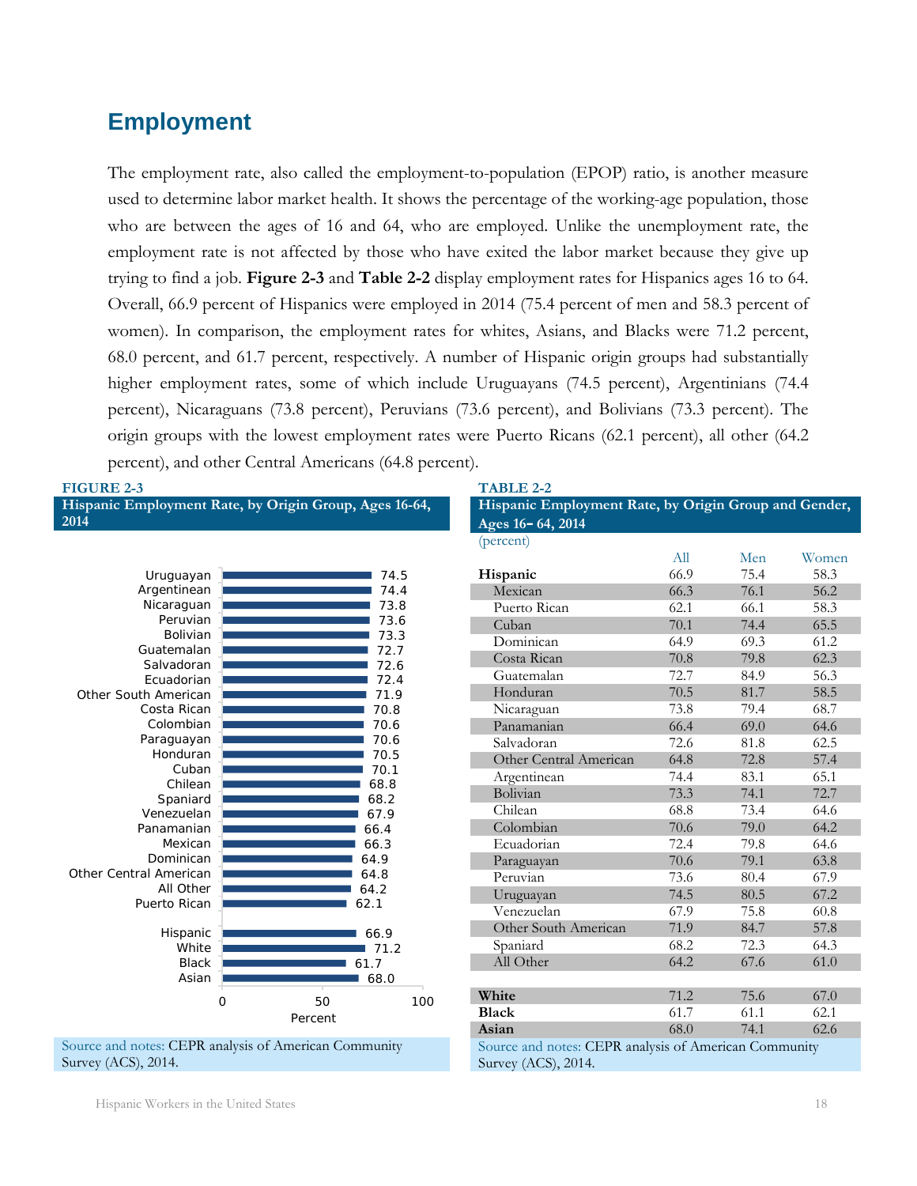## Employment

The employment rate, also called the employment-to-population (EPOP) ratio, is another measure used to determine labor market health. It shows the percentage of the working-age population, those who are between the ages of 16 and 64, who are employed. Unlike the unemployment rate, the employment rate is not affected by those who have exited the labor market because they give up trying to find a job. **Figure 2-3** and **Table 2-2** display employment rates for Hispanics ages 16 to 64. Overall, 66.9 percent of Hispanics were employed in 2014 (75.4 percent of men and 58.3 percent of women). In comparison, the employment rates for whites, Asians, and Blacks were 71.2 percent, 68.0 percent, and 61.7 percent, respectively. A number of Hispanic origin groups had substantially higher employment rates, some of which include Uruguayans (74.5 percent), Argentinians (74.4 percent), Nicaraguans (73.8 percent), Peruvians (73.6 percent), and Bolivians (73.3 percent). The origin groups with the lowest employment rates were Puerto Ricans (62.1 percent), all other (64.2 percent), and other Central Americans (64.8 percent).

**FIGURE 2-3**

**Hispanic Employment Rate, by Origin Group, Ages 16-64, 2014**

| Origin Group | Percent |
|---|---|
| Uruguayan | 74.5 |
| Argentinean | 74.4 |
| Nicaraguan | 73.8 |
| Peruvian | 73.6 |
| Bolivian | 73.3 |
| Guatemalan | 72.7 |
| Salvadoran | 72.6 |
| Ecuadorian | 72.4 |
| Other South American | 71.9 |
| Costa Rican | 70.8 |
| Colombian | 70.6 |
| Paraguayan | 70.6 |
| Honduran | 70.5 |
| Cuban | 70.1 |
| Chilean | 68.8 |
| Spaniard | 68.2 |
| Venezuelan | 67.9 |
| Panamanian | 66.4 |
| Mexican | 66.3 |
| Dominican | 64.9 |
| Other Central American | 64.8 |
| All Other | 64.2 |
| Puerto Rican | 62.1 |
| Hispanic | 66.9 |
| White | 71.2 |
| Black | 61.7 |
| Asian | 68.0 |

Source and notes: CEPR analysis of American Community Survey (ACS), 2014.

**TABLE 2-2**

**Hispanic Employment Rate, by Origin Group and Gender, Ages 16- 64, 2014**

(percent)

| | All | Men | Women |
|---|---|---|---|
| **Hispanic** | 66.9 | 75.4 | 58.3 |
| Mexican | 66.3 | 76.1 | 56.2 |
| Puerto Rican | 62.1 | 66.1 | 58.3 |
| Cuban | 70.1 | 74.4 | 65.5 |
| Dominican | 64.9 | 69.3 | 61.2 |
| Costa Rican | 70.8 | 79.8 | 62.3 |
| Guatemalan | 72.7 | 84.9 | 56.3 |
| Honduran | 70.5 | 81.7 | 58.5 |
| Nicaraguan | 73.8 | 79.4 | 68.7 |
| Panamanian | 66.4 | 69.0 | 64.6 |
| Salvadoran | 72.6 | 81.8 | 62.5 |
| Other Central American | 64.8 | 72.8 | 57.4 |
| Argentinean | 74.4 | 83.1 | 65.1 |
| Bolivian | 73.3 | 74.1 | 72.7 |
| Chilean | 68.8 | 73.4 | 64.6 |
| Colombian | 70.6 | 79.0 | 64.2 |
| Ecuadorian | 72.4 | 79.8 | 64.6 |
| Paraguayan | 70.6 | 79.1 | 63.8 |
| Peruvian | 73.6 | 80.4 | 67.9 |
| Uruguayan | 74.5 | 80.5 | 67.2 |
| Venezuelan | 67.9 | 75.8 | 60.8 |
| Other South American | 71.9 | 84.7 | 57.8 |
| Spaniard | 68.2 | 72.3 | 64.3 |
| All Other | 64.2 | 67.6 | 61.0 |
| | | | |
| **White** | 71.2 | 75.6 | 67.0 |
| **Black** | 61.7 | 61.1 | 62.1 |
| **Asian** | 68.0 | 74.1 | 62.6 |

Source and notes: CEPR analysis of American Community Survey (ACS), 2014.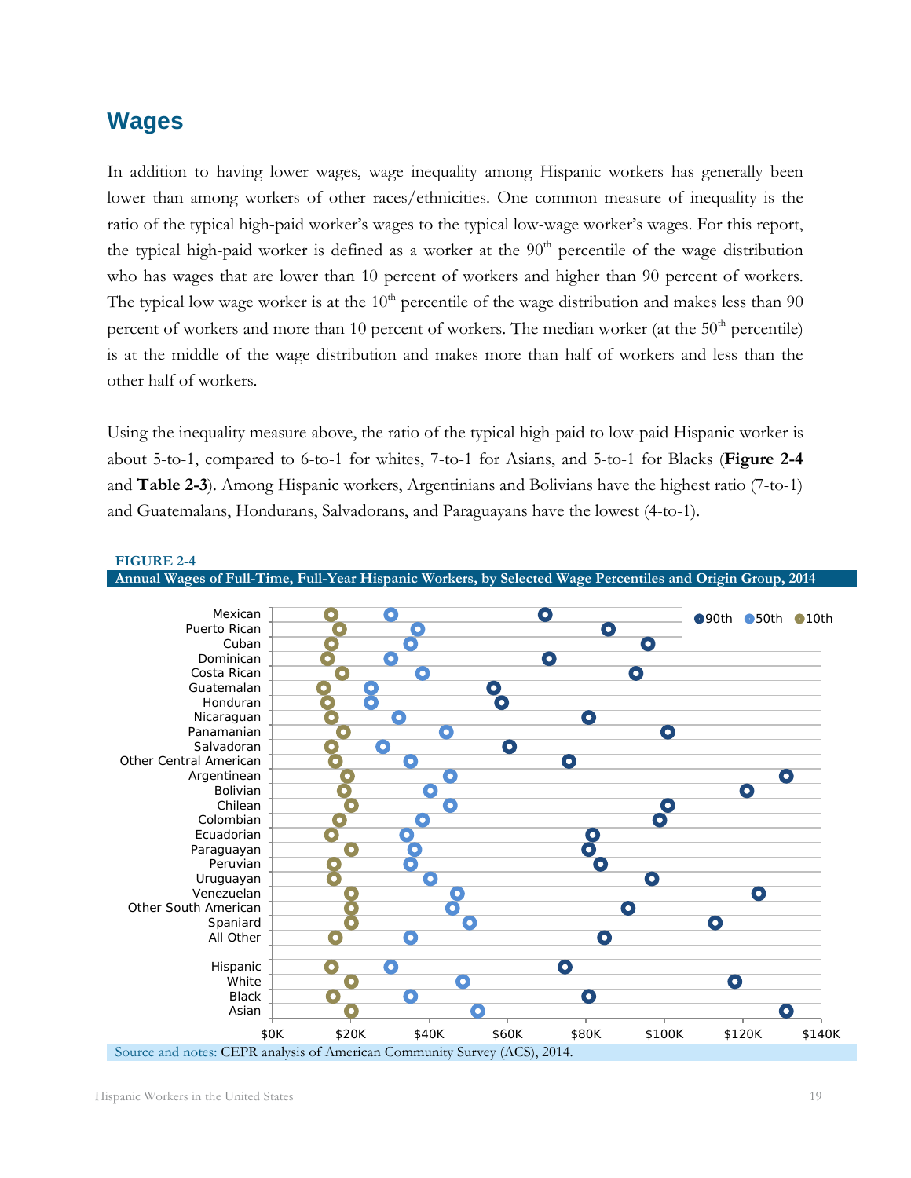## Wages

In addition to having lower wages, wage inequality among Hispanic workers has generally been lower than among workers of other races/ethnicities. One common measure of inequality is the ratio of the typical high-paid worker's wages to the typical low-wage worker's wages. For this report, the typical high-paid worker is defined as a worker at the 90th percentile of the wage distribution who has wages that are lower than 10 percent of workers and higher than 90 percent of workers. The typical low wage worker is at the 10th percentile of the wage distribution and makes less than 90 percent of workers and more than 10 percent of workers. The median worker (at the 50th percentile) is at the middle of the wage distribution and makes more than half of workers and less than the other half of workers.

Using the inequality measure above, the ratio of the typical high-paid to low-paid Hispanic worker is about 5-to-1, compared to 6-to-1 for whites, 7-to-1 for Asians, and 5-to-1 for Blacks (**Figure 2-4** and **Table 2-3**). Among Hispanic workers, Argentinians and Bolivians have the highest ratio (7-to-1) and Guatemalans, Hondurans, Salvadorans, and Paraguayans have the lowest (4-to-1).

**FIGURE 2-4**

**Annual Wages of Full-Time, Full-Year Hispanic Workers, by Selected Wage Percentiles and Origin Group, 2014**

Source and notes: CEPR analysis of American Community Survey (ACS), 2014.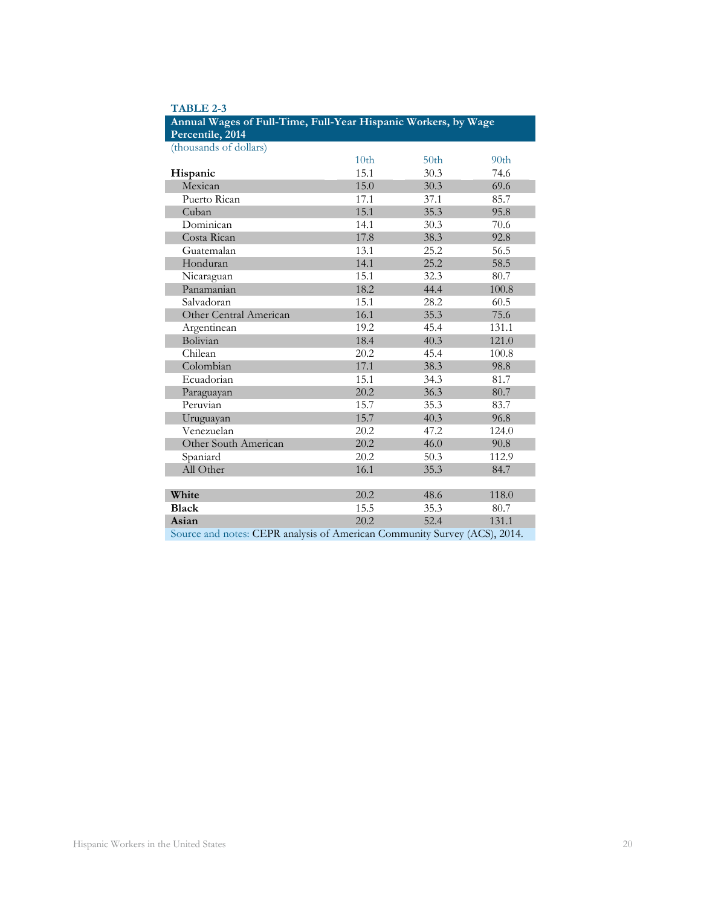**TABLE 2-3**

**Annual Wages of Full-Time, Full-Year Hispanic Workers, by Wage Percentile, 2014**

(thousands of dollars)

| | 10th | 50th | 90th |
|---|---|---|---|
| **Hispanic** | 15.1 | 30.3 | 74.6 |
| Mexican | 15.0 | 30.3 | 69.6 |
| Puerto Rican | 17.1 | 37.1 | 85.7 |
| Cuban | 15.1 | 35.3 | 95.8 |
| Dominican | 14.1 | 30.3 | 70.6 |
| Costa Rican | 17.8 | 38.3 | 92.8 |
| Guatemalan | 13.1 | 25.2 | 56.5 |
| Honduran | 14.1 | 25.2 | 58.5 |
| Nicaraguan | 15.1 | 32.3 | 80.7 |
| Panamanian | 18.2 | 44.4 | 100.8 |
| Salvadoran | 15.1 | 28.2 | 60.5 |
| Other Central American | 16.1 | 35.3 | 75.6 |
| Argentinean | 19.2 | 45.4 | 131.1 |
| Bolivian | 18.4 | 40.3 | 121.0 |
| Chilean | 20.2 | 45.4 | 100.8 |
| Colombian | 17.1 | 38.3 | 98.8 |
| Ecuadorian | 15.1 | 34.3 | 81.7 |
| Paraguayan | 20.2 | 36.3 | 80.7 |
| Peruvian | 15.7 | 35.3 | 83.7 |
| Uruguayan | 15.7 | 40.3 | 96.8 |
| Venezuelan | 20.2 | 47.2 | 124.0 |
| Other South American | 20.2 | 46.0 | 90.8 |
| Spaniard | 20.2 | 50.3 | 112.9 |
| All Other | 16.1 | 35.3 | 84.7 |
| | | | |
| **White** | 20.2 | 48.6 | 118.0 |
| **Black** | 15.5 | 35.3 | 80.7 |
| **Asian** | 20.2 | 52.4 | 131.1 |

Source and notes: CEPR analysis of American Community Survey (ACS), 2014.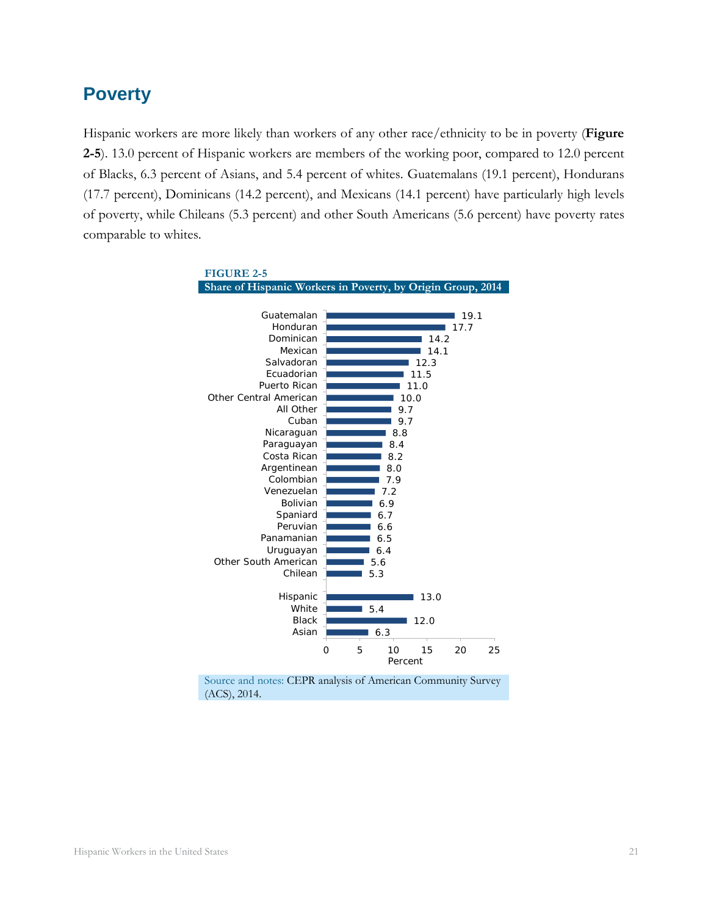## Poverty

Hispanic workers are more likely than workers of any other race/ethnicity to be in poverty (**Figure 2-5**). 13.0 percent of Hispanic workers are members of the working poor, compared to 12.0 percent of Blacks, 6.3 percent of Asians, and 5.4 percent of whites. Guatemalans (19.1 percent), Hondurans (17.7 percent), Dominicans (14.2 percent), and Mexicans (14.1 percent) have particularly high levels of poverty, while Chileans (5.3 percent) and other South Americans (5.6 percent) have poverty rates comparable to whites.

**FIGURE 2-5**

**Share of Hispanic Workers in Poverty, by Origin Group, 2014**

| Group | Percent |
|---|---|
| Guatemalan | 19.1 |
| Honduran | 17.7 |
| Dominican | 14.2 |
| Mexican | 14.1 |
| Salvadoran | 12.3 |
| Ecuadorian | 11.5 |
| Puerto Rican | 11.0 |
| Other Central American | 10.0 |
| All Other | 9.7 |
| Cuban | 9.7 |
| Nicaraguan | 8.8 |
| Paraguayan | 8.4 |
| Costa Rican | 8.2 |
| Argentinean | 8.0 |
| Colombian | 7.9 |
| Venezuelan | 7.2 |
| Bolivian | 6.9 |
| Spaniard | 6.7 |
| Peruvian | 6.6 |
| Panamanian | 6.5 |
| Uruguayan | 6.4 |
| Other South American | 5.6 |
| Chilean | 5.3 |
| Hispanic | 13.0 |
| White | 5.4 |
| Black | 12.0 |
| Asian | 6.3 |

Source and notes: CEPR analysis of American Community Survey (ACS), 2014.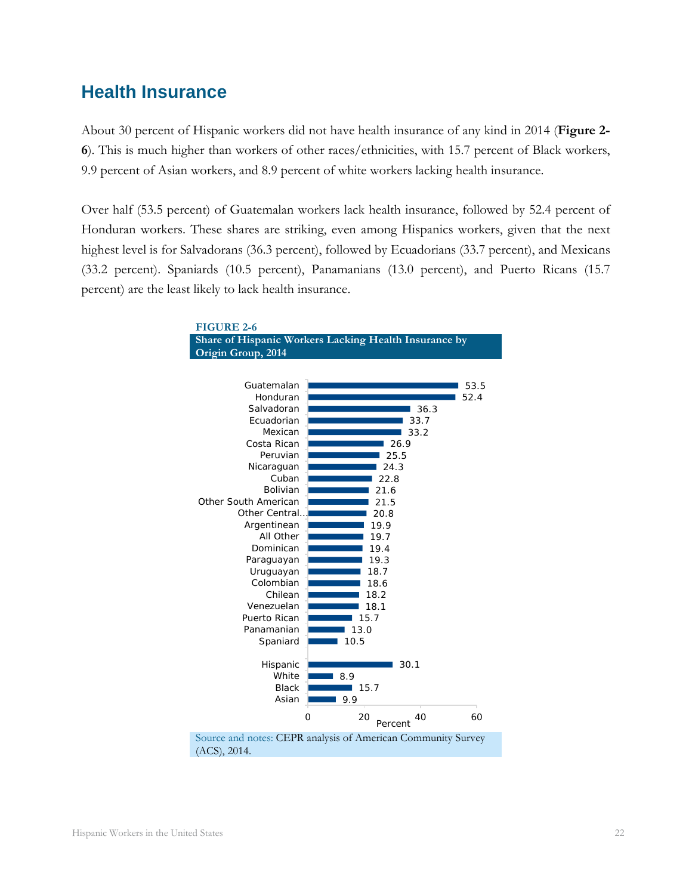## Health Insurance

About 30 percent of Hispanic workers did not have health insurance of any kind in 2014 (**Figure 2-6**). This is much higher than workers of other races/ethnicities, with 15.7 percent of Black workers, 9.9 percent of Asian workers, and 8.9 percent of white workers lacking health insurance.

Over half (53.5 percent) of Guatemalan workers lack health insurance, followed by 52.4 percent of Honduran workers. These shares are striking, even among Hispanics workers, given that the next highest level is for Salvadorans (36.3 percent), followed by Ecuadorians (33.7 percent), and Mexicans (33.2 percent). Spaniards (10.5 percent), Panamanians (13.0 percent), and Puerto Ricans (15.7 percent) are the least likely to lack health insurance.

**FIGURE 2-6**

**Share of Hispanic Workers Lacking Health Insurance by Origin Group, 2014**

| Group | Percent |
|---|---|
| Guatemalan | 53.5 |
| Honduran | 52.4 |
| Salvadoran | 36.3 |
| Ecuadorian | 33.7 |
| Mexican | 33.2 |
| Costa Rican | 26.9 |
| Peruvian | 25.5 |
| Nicaraguan | 24.3 |
| Cuban | 22.8 |
| Bolivian | 21.6 |
| Other South American | 21.5 |
| Other Central... | 20.8 |
| Argentinean | 19.9 |
| All Other | 19.7 |
| Dominican | 19.4 |
| Paraguayan | 19.3 |
| Uruguayan | 18.7 |
| Colombian | 18.6 |
| Chilean | 18.2 |
| Venezuelan | 18.1 |
| Puerto Rican | 15.7 |
| Panamanian | 13.0 |
| Spaniard | 10.5 |
| Hispanic | 30.1 |
| White | 8.9 |
| Black | 15.7 |
| Asian | 9.9 |

Source and notes: CEPR analysis of American Community Survey (ACS), 2014.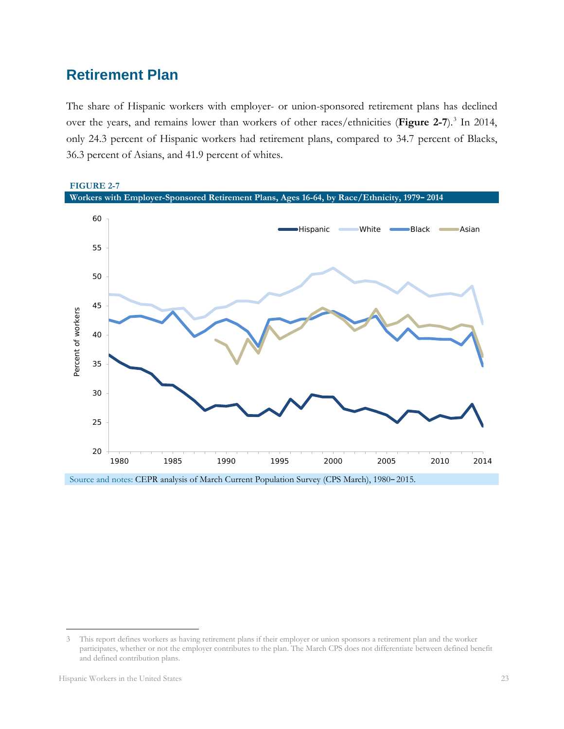## Retirement Plan

The share of Hispanic workers with employer- or union-sponsored retirement plans has declined over the years, and remains lower than workers of other races/ethnicities (**Figure 2-7**).[3] In 2014, only 24.3 percent of Hispanic workers had retirement plans, compared to 34.7 percent of Blacks, 36.3 percent of Asians, and 41.9 percent of whites.

**FIGURE 2-7**

**Workers with Employer-Sponsored Retirement Plans, Ages 16-64, by Race/Ethnicity, 1979–2014**

Source and notes: CEPR analysis of March Current Population Survey (CPS March), 1980–2015.

---

3 This report defines workers as having retirement plans if their employer or union sponsors a retirement plan and the worker participates, whether or not the employer contributes to the plan. The March CPS does not differentiate between defined benefit and defined contribution plans.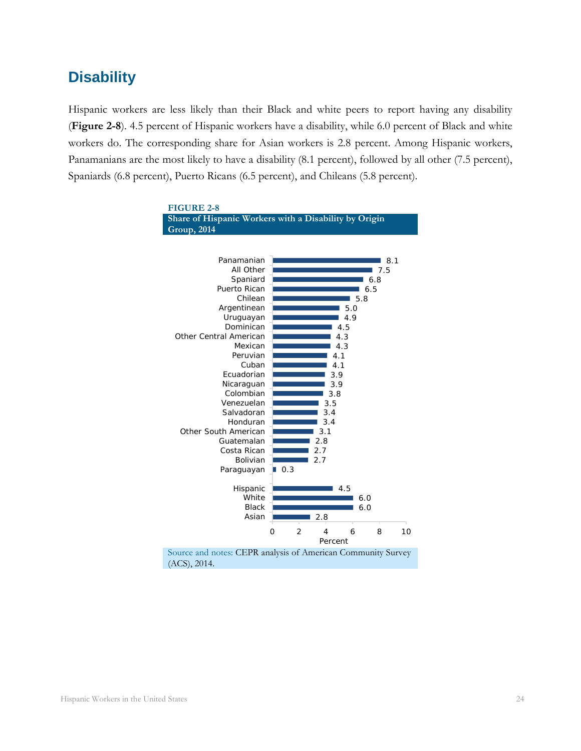## Disability

Hispanic workers are less likely than their Black and white peers to report having any disability (**Figure 2-8**). 4.5 percent of Hispanic workers have a disability, while 6.0 percent of Black and white workers do. The corresponding share for Asian workers is 2.8 percent. Among Hispanic workers, Panamanians are the most likely to have a disability (8.1 percent), followed by all other (7.5 percent), Spaniards (6.8 percent), Puerto Ricans (6.5 percent), and Chileans (5.8 percent).

**FIGURE 2-8**

**Share of Hispanic Workers with a Disability by Origin Group, 2014**

| Group | Percent |
|---|---|
| Panamanian | 8.1 |
| All Other | 7.5 |
| Spaniard | 6.8 |
| Puerto Rican | 6.5 |
| Chilean | 5.8 |
| Argentinean | 5.0 |
| Uruguayan | 4.9 |
| Dominican | 4.5 |
| Other Central American | 4.3 |
| Mexican | 4.3 |
| Peruvian | 4.1 |
| Cuban | 4.1 |
| Ecuadorian | 3.9 |
| Nicaraguan | 3.9 |
| Colombian | 3.8 |
| Venezuelan | 3.5 |
| Salvadoran | 3.4 |
| Honduran | 3.4 |
| Other South American | 3.1 |
| Guatemalan | 2.8 |
| Costa Rican | 2.7 |
| Bolivian | 2.7 |
| Paraguayan | 0.3 |
| Hispanic | 4.5 |
| White | 6.0 |
| Black | 6.0 |
| Asian | 2.8 |

Source and notes: CEPR analysis of American Community Survey (ACS), 2014.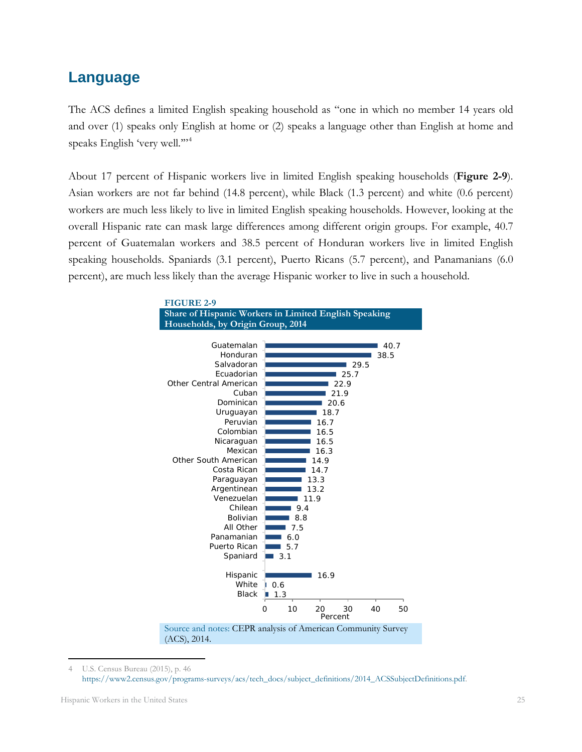## Language

The ACS defines a limited English speaking household as "one in which no member 14 years old and over (1) speaks only English at home or (2) speaks a language other than English at home and speaks English 'very well.'"[4]

About 17 percent of Hispanic workers live in limited English speaking households (**Figure 2-9**). Asian workers are not far behind (14.8 percent), while Black (1.3 percent) and white (0.6 percent) workers are much less likely to live in limited English speaking households. However, looking at the overall Hispanic rate can mask large differences among different origin groups. For example, 40.7 percent of Guatemalan workers and 38.5 percent of Honduran workers live in limited English speaking households. Spaniards (3.1 percent), Puerto Ricans (5.7 percent), and Panamanians (6.0 percent), are much less likely than the average Hispanic worker to live in such a household.

**FIGURE 2-9**

**Share of Hispanic Workers in Limited English Speaking Households, by Origin Group, 2014**

| Group | Percent |
|---|---|
| Guatemalan | 40.7 |
| Honduran | 38.5 |
| Salvadoran | 29.5 |
| Ecuadorian | 25.7 |
| Other Central American | 22.9 |
| Cuban | 21.9 |
| Dominican | 20.6 |
| Uruguayan | 18.7 |
| Peruvian | 16.7 |
| Colombian | 16.5 |
| Nicaraguan | 16.5 |
| Mexican | 16.3 |
| Other South American | 14.9 |
| Costa Rican | 14.7 |
| Paraguayan | 13.3 |
| Argentinean | 13.2 |
| Venezuelan | 11.9 |
| Chilean | 9.4 |
| Bolivian | 8.8 |
| All Other | 7.5 |
| Panamanian | 6.0 |
| Puerto Rican | 5.7 |
| Spaniard | 3.1 |
| Hispanic | 16.9 |
| White | 0.6 |
| Black | 1.3 |

Source and notes: CEPR analysis of American Community Survey (ACS), 2014.

---

4 U.S. Census Bureau (2015), p. 46 https://www2.census.gov/programs-surveys/acs/tech_docs/subject_definitions/2014_ACSSubjectDefinitions.pdf.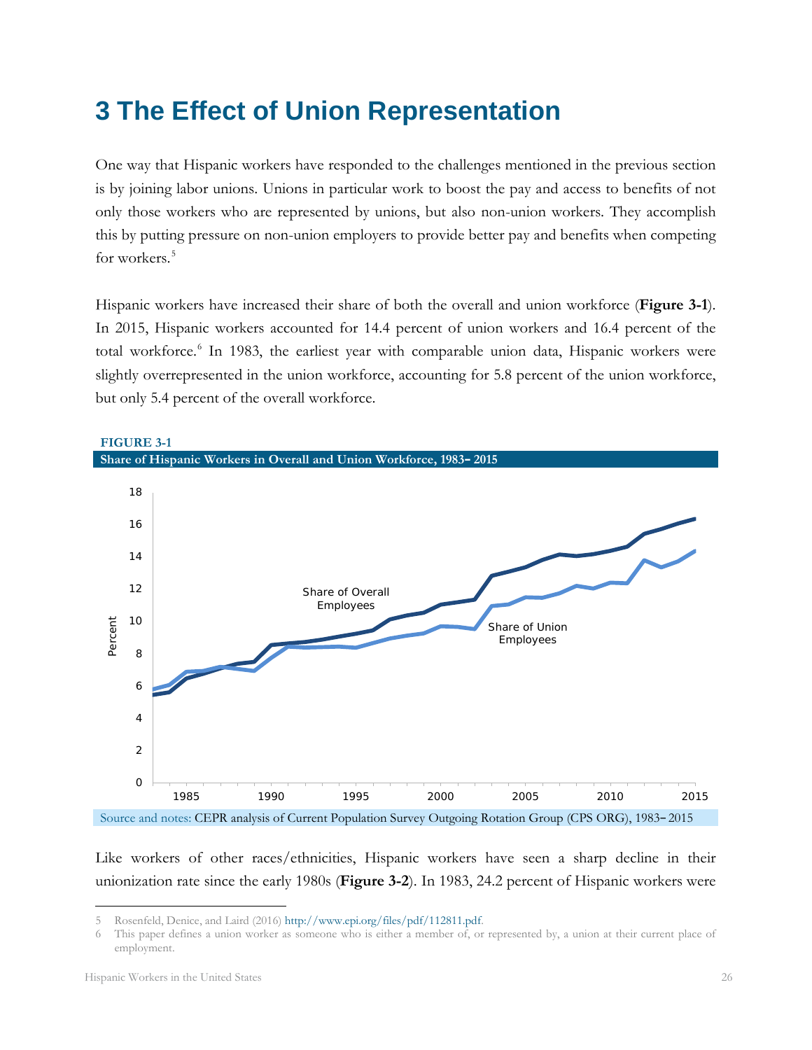# 3 The Effect of Union Representation

One way that Hispanic workers have responded to the challenges mentioned in the previous section is by joining labor unions. Unions in particular work to boost the pay and access to benefits of not only those workers who are represented by unions, but also non-union workers. They accomplish this by putting pressure on non-union employers to provide better pay and benefits when competing for workers.[5]

Hispanic workers have increased their share of both the overall and union workforce (**Figure 3-1**). In 2015, Hispanic workers accounted for 14.4 percent of union workers and 16.4 percent of the total workforce.[6] In 1983, the earliest year with comparable union data, Hispanic workers were slightly overrepresented in the union workforce, accounting for 5.8 percent of the union workforce, but only 5.4 percent of the overall workforce.

**FIGURE 3-1**

**Share of Hispanic Workers in Overall and Union Workforce, 1983–2015**

Source and notes: CEPR analysis of Current Population Survey Outgoing Rotation Group (CPS ORG), 1983–2015

Like workers of other races/ethnicities, Hispanic workers have seen a sharp decline in their unionization rate since the early 1980s (**Figure 3-2**). In 1983, 24.2 percent of Hispanic workers were

---

5 Rosenfeld, Denice, and Laird (2016) http://www.epi.org/files/pdf/112811.pdf.

6 This paper defines a union worker as someone who is either a member of, or represented by, a union at their current place of employment.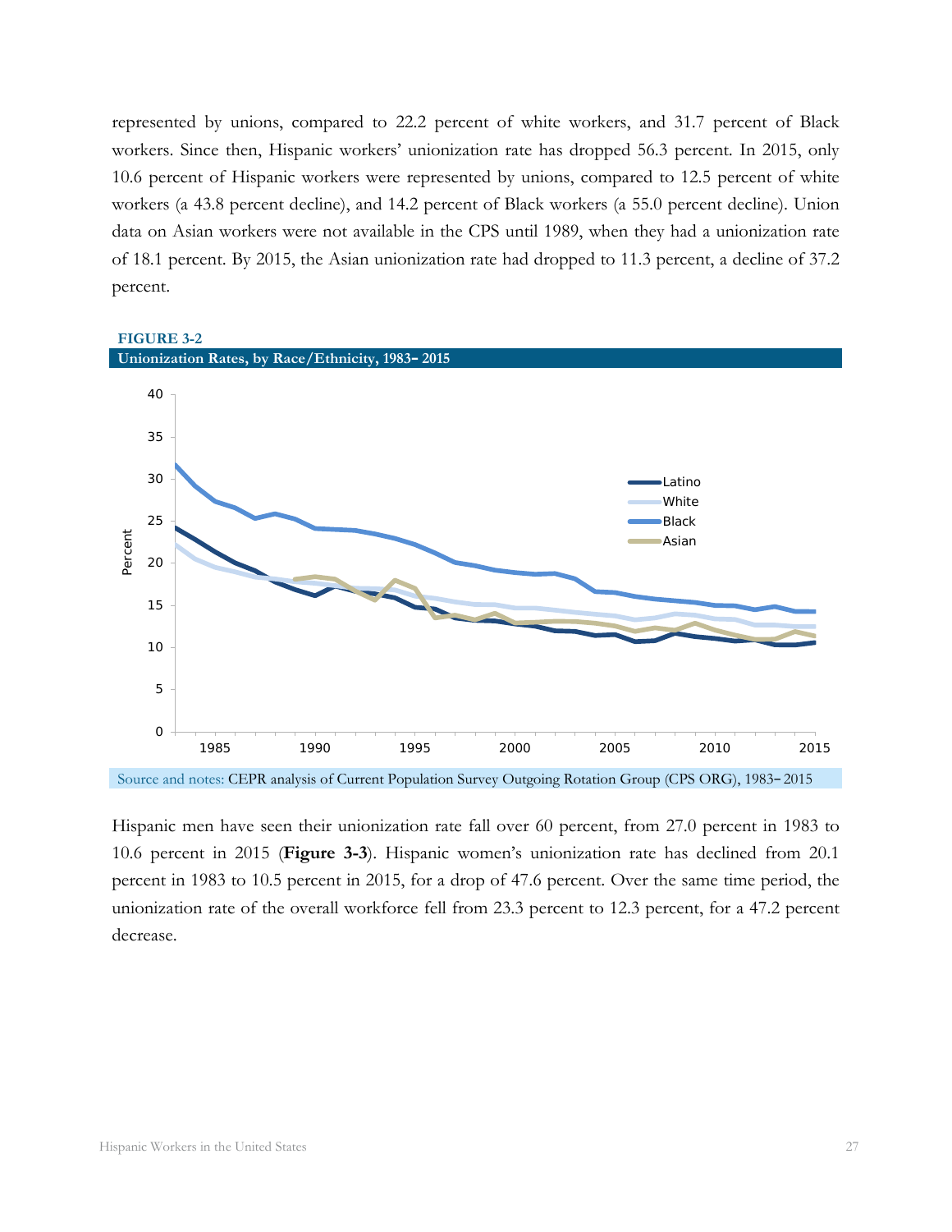represented by unions, compared to 22.2 percent of white workers, and 31.7 percent of Black workers. Since then, Hispanic workers' unionization rate has dropped 56.3 percent. In 2015, only 10.6 percent of Hispanic workers were represented by unions, compared to 12.5 percent of white workers (a 43.8 percent decline), and 14.2 percent of Black workers (a 55.0 percent decline). Union data on Asian workers were not available in the CPS until 1989, when they had a unionization rate of 18.1 percent. By 2015, the Asian unionization rate had dropped to 11.3 percent, a decline of 37.2 percent.

**FIGURE 3-2**

**Unionization Rates, by Race/Ethnicity, 1983–2015**

Source and notes: CEPR analysis of Current Population Survey Outgoing Rotation Group (CPS ORG), 1983–2015

Hispanic men have seen their unionization rate fall over 60 percent, from 27.0 percent in 1983 to 10.6 percent in 2015 (**Figure 3-3**). Hispanic women's unionization rate has declined from 20.1 percent in 1983 to 10.5 percent in 2015, for a drop of 47.6 percent. Over the same time period, the unionization rate of the overall workforce fell from 23.3 percent to 12.3 percent, for a 47.2 percent decrease.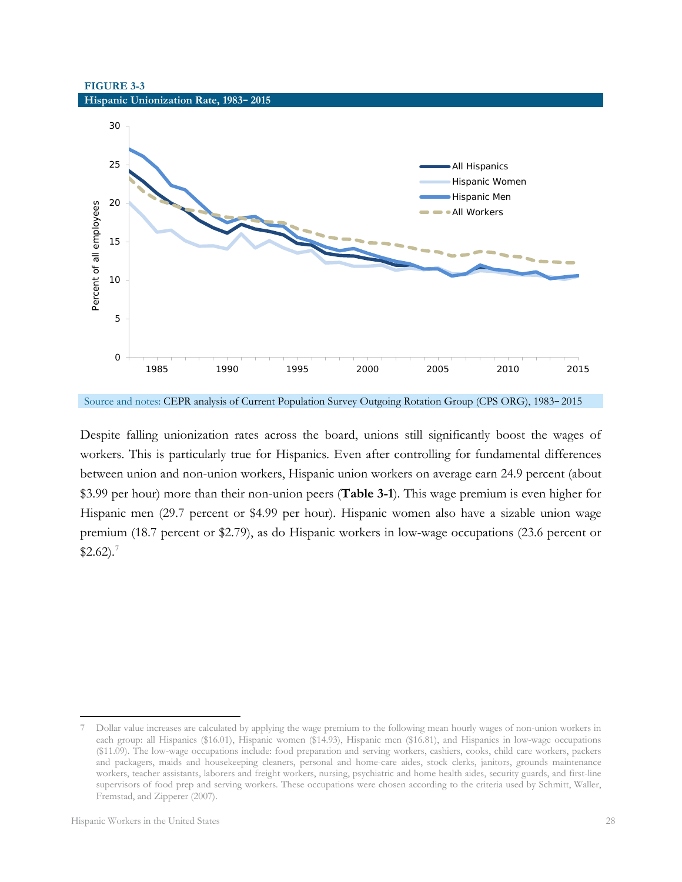**FIGURE 3-3**

**Hispanic Unionization Rate, 1983–2015**

Source and notes: CEPR analysis of Current Population Survey Outgoing Rotation Group (CPS ORG), 1983–2015

Despite falling unionization rates across the board, unions still significantly boost the wages of workers. This is particularly true for Hispanics. Even after controlling for fundamental differences between union and non-union workers, Hispanic union workers on average earn 24.9 percent (about $3.99 per hour) more than their non-union peers (**Table 3-1**). This wage premium is even higher for Hispanic men (29.7 percent or $4.99 per hour). Hispanic women also have a sizable union wage premium (18.7 percent or $2.79), as do Hispanic workers in low-wage occupations (23.6 percent or $2.62).[7]

---

7 Dollar value increases are calculated by applying the wage premium to the following mean hourly wages of non-union workers in each group: all Hispanics ($16.01), Hispanic women ($14.93), Hispanic men ($16.81), and Hispanics in low-wage occupations ($11.09). The low-wage occupations include: food preparation and serving workers, cashiers, cooks, child care workers, packers and packagers, maids and housekeeping cleaners, personal and home-care aides, stock clerks, janitors, grounds maintenance workers, teacher assistants, laborers and freight workers, nursing, psychiatric and home health aides, security guards, and first-line supervisors of food prep and serving workers. These occupations were chosen according to the criteria used by Schmitt, Waller, Fremstad, and Zipperer (2007).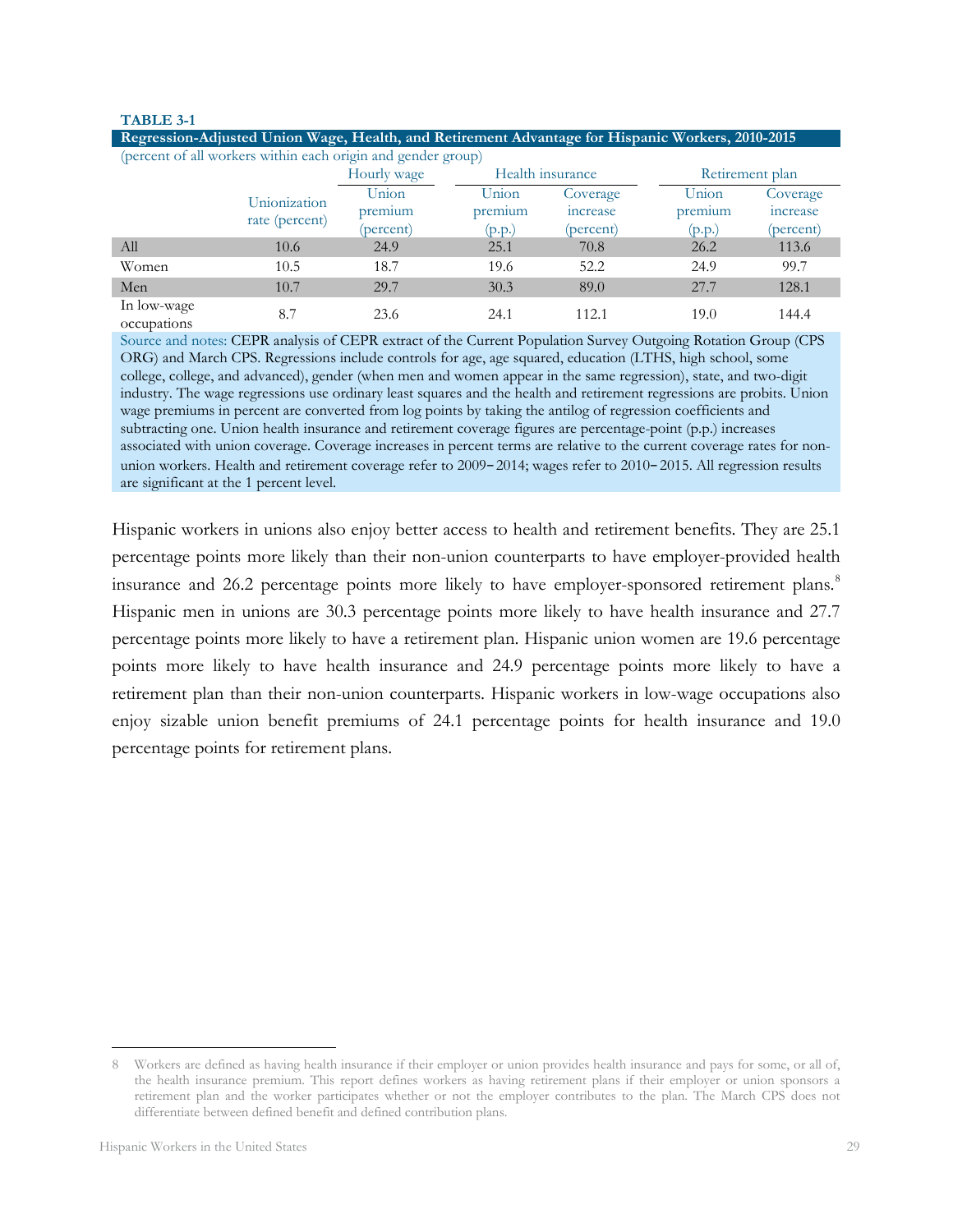**TABLE 3-1**

**Regression-Adjusted Union Wage, Health, and Retirement Advantage for Hispanic Workers, 2010-2015**

(percent of all workers within each origin and gender group)

| | | Hourly wage | Health insurance | | Retirement plan | |
|---|---|---|---|---|---|---|
| | Unionization rate (percent) | Union premium (percent) | Union premium (p.p.) | Coverage increase (percent) | Union premium (p.p.) | Coverage increase (percent) |
| All | 10.6 | 24.9 | 25.1 | 70.8 | 26.2 | 113.6 |
| Women | 10.5 | 18.7 | 19.6 | 52.2 | 24.9 | 99.7 |
| Men | 10.7 | 29.7 | 30.3 | 89.0 | 27.7 | 128.1 |
| In low-wage occupations | 8.7 | 23.6 | 24.1 | 112.1 | 19.0 | 144.4 |

Source and notes: CEPR analysis of CEPR extract of the Current Population Survey Outgoing Rotation Group (CPS ORG) and March CPS. Regressions include controls for age, age squared, education (LTHS, high school, some college, college, and advanced), gender (when men and women appear in the same regression), state, and two-digit industry. The wage regressions use ordinary least squares and the health and retirement regressions are probits. Union wage premiums in percent are converted from log points by taking the antilog of regression coefficients and subtracting one. Union health insurance and retirement coverage figures are percentage-point (p.p.) increases associated with union coverage. Coverage increases in percent terms are relative to the current coverage rates for non-union workers. Health and retirement coverage refer to 2009–2014; wages refer to 2010–2015. All regression results are significant at the 1 percent level.

Hispanic workers in unions also enjoy better access to health and retirement benefits. They are 25.1 percentage points more likely than their non-union counterparts to have employer-provided health insurance and 26.2 percentage points more likely to have employer-sponsored retirement plans.[8] Hispanic men in unions are 30.3 percentage points more likely to have health insurance and 27.7 percentage points more likely to have a retirement plan. Hispanic union women are 19.6 percentage points more likely to have health insurance and 24.9 percentage points more likely to have a retirement plan than their non-union counterparts. Hispanic workers in low-wage occupations also enjoy sizable union benefit premiums of 24.1 percentage points for health insurance and 19.0 percentage points for retirement plans.

---

8 Workers are defined as having health insurance if their employer or union provides health insurance and pays for some, or all of, the health insurance premium. This report defines workers as having retirement plans if their employer or union sponsors a retirement plan and the worker participates whether or not the employer contributes to the plan. The March CPS does not differentiate between defined benefit and defined contribution plans.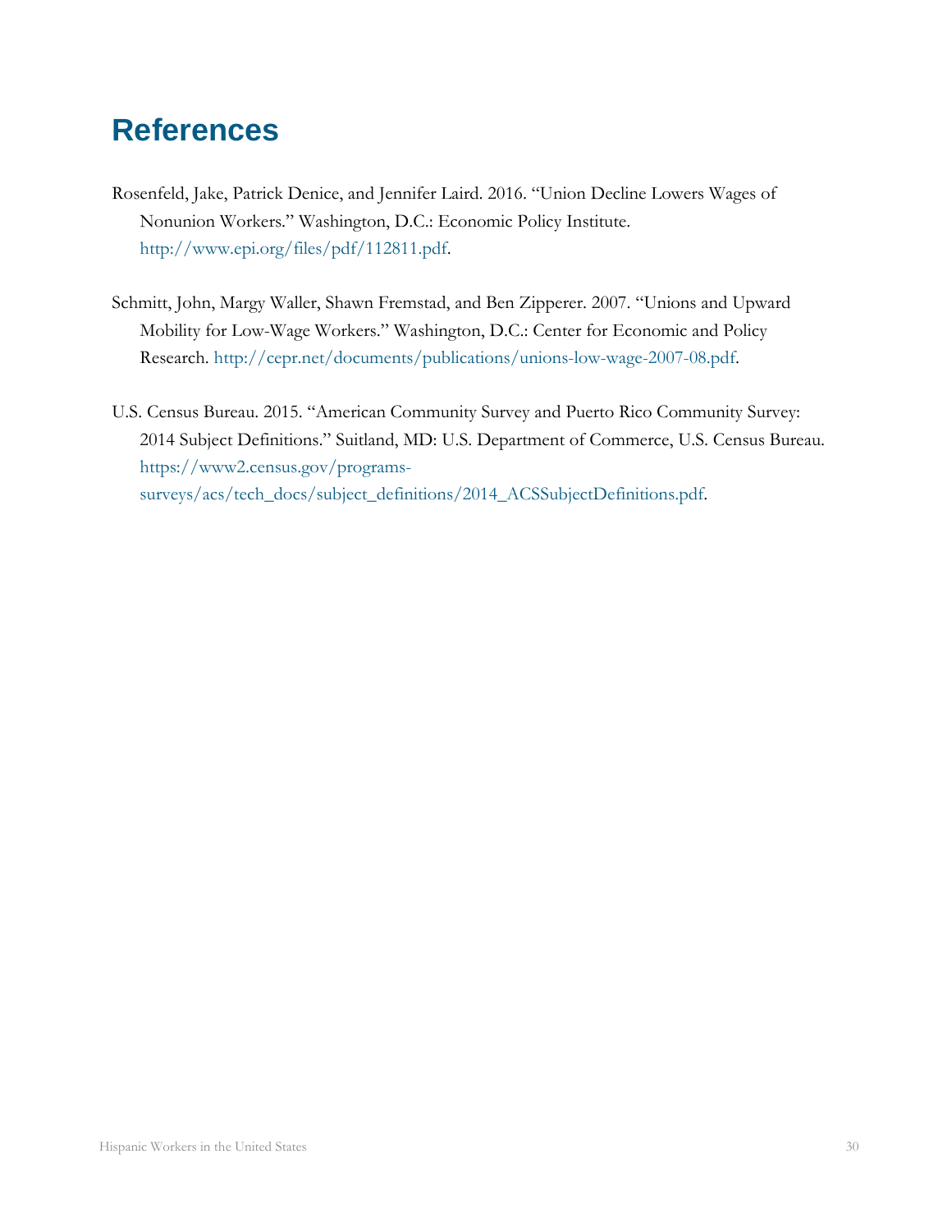# References

Rosenfeld, Jake, Patrick Denice, and Jennifer Laird. 2016. "Union Decline Lowers Wages of Nonunion Workers." Washington, D.C.: Economic Policy Institute. http://www.epi.org/files/pdf/112811.pdf.

Schmitt, John, Margy Waller, Shawn Fremstad, and Ben Zipperer. 2007. "Unions and Upward Mobility for Low-Wage Workers." Washington, D.C.: Center for Economic and Policy Research. http://cepr.net/documents/publications/unions-low-wage-2007-08.pdf.

U.S. Census Bureau. 2015. "American Community Survey and Puerto Rico Community Survey: 2014 Subject Definitions." Suitland, MD: U.S. Department of Commerce, U.S. Census Bureau. https://www2.census.gov/programs-surveys/acs/tech_docs/subject_definitions/2014_ACSSubjectDefinitions.pdf.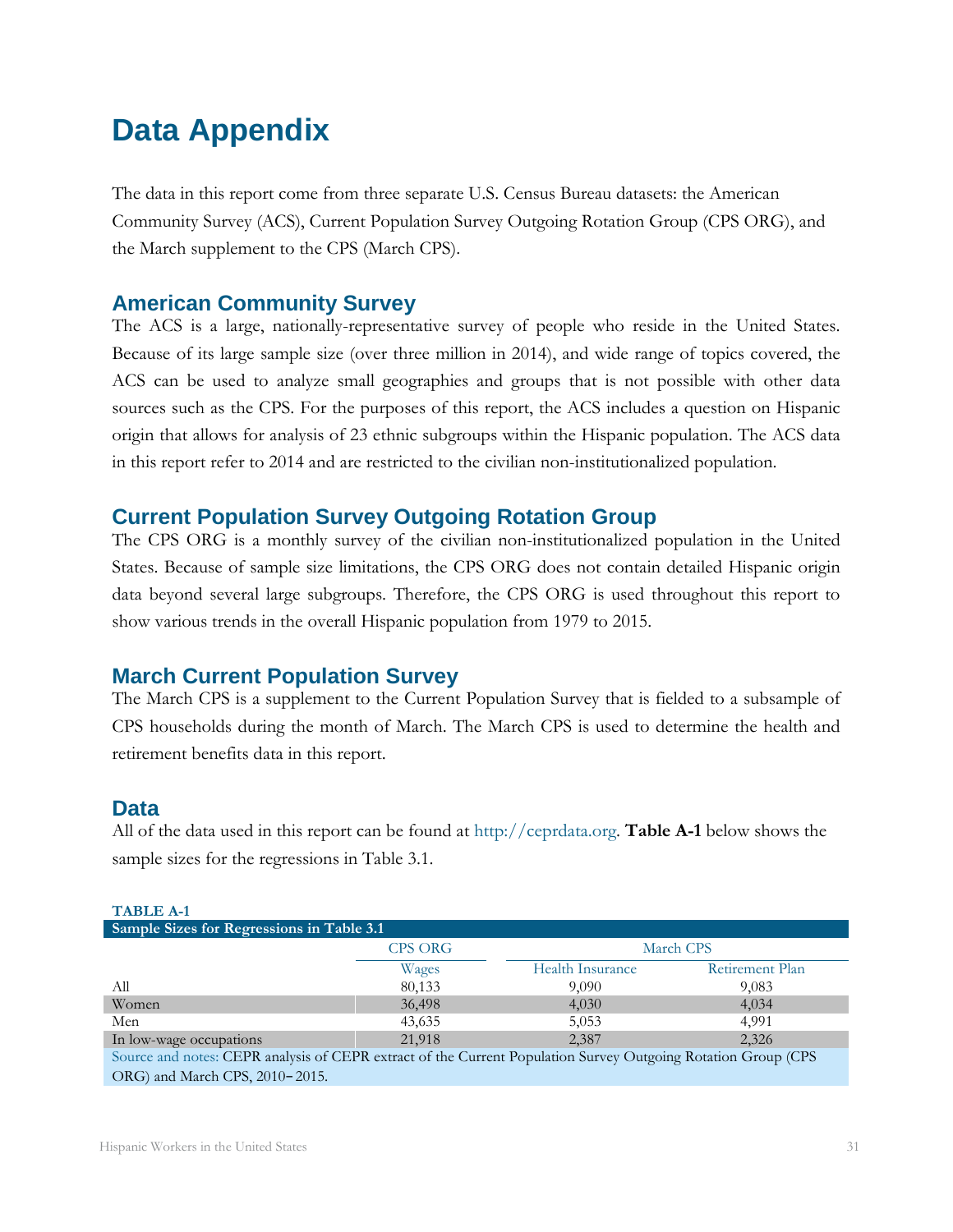# Data Appendix

The data in this report come from three separate U.S. Census Bureau datasets: the American Community Survey (ACS), Current Population Survey Outgoing Rotation Group (CPS ORG), and the March supplement to the CPS (March CPS).

## American Community Survey

The ACS is a large, nationally-representative survey of people who reside in the United States. Because of its large sample size (over three million in 2014), and wide range of topics covered, the ACS can be used to analyze small geographies and groups that is not possible with other data sources such as the CPS. For the purposes of this report, the ACS includes a question on Hispanic origin that allows for analysis of 23 ethnic subgroups within the Hispanic population. The ACS data in this report refer to 2014 and are restricted to the civilian non-institutionalized population.

## Current Population Survey Outgoing Rotation Group

The CPS ORG is a monthly survey of the civilian non-institutionalized population in the United States. Because of sample size limitations, the CPS ORG does not contain detailed Hispanic origin data beyond several large subgroups. Therefore, the CPS ORG is used throughout this report to show various trends in the overall Hispanic population from 1979 to 2015.

## March Current Population Survey

The March CPS is a supplement to the Current Population Survey that is fielded to a subsample of CPS households during the month of March. The March CPS is used to determine the health and retirement benefits data in this report.

## Data

All of the data used in this report can be found at http://ceprdata.org. **Table A-1** below shows the sample sizes for the regressions in Table 3.1.

**TABLE A-1**

**Sample Sizes for Regressions in Table 3.1**

| | CPS ORG | March CPS | |
|---|---|---|---|
| | Wages | Health Insurance | Retirement Plan |
| All | 80,133 | 9,090 | 9,083 |
| Women | 36,498 | 4,030 | 4,034 |
| Men | 43,635 | 5,053 | 4,991 |
| In low-wage occupations | 21,918 | 2,387 | 2,326 |

Source and notes: CEPR analysis of CEPR extract of the Current Population Survey Outgoing Rotation Group (CPS ORG) and March CPS, 2010–2015.